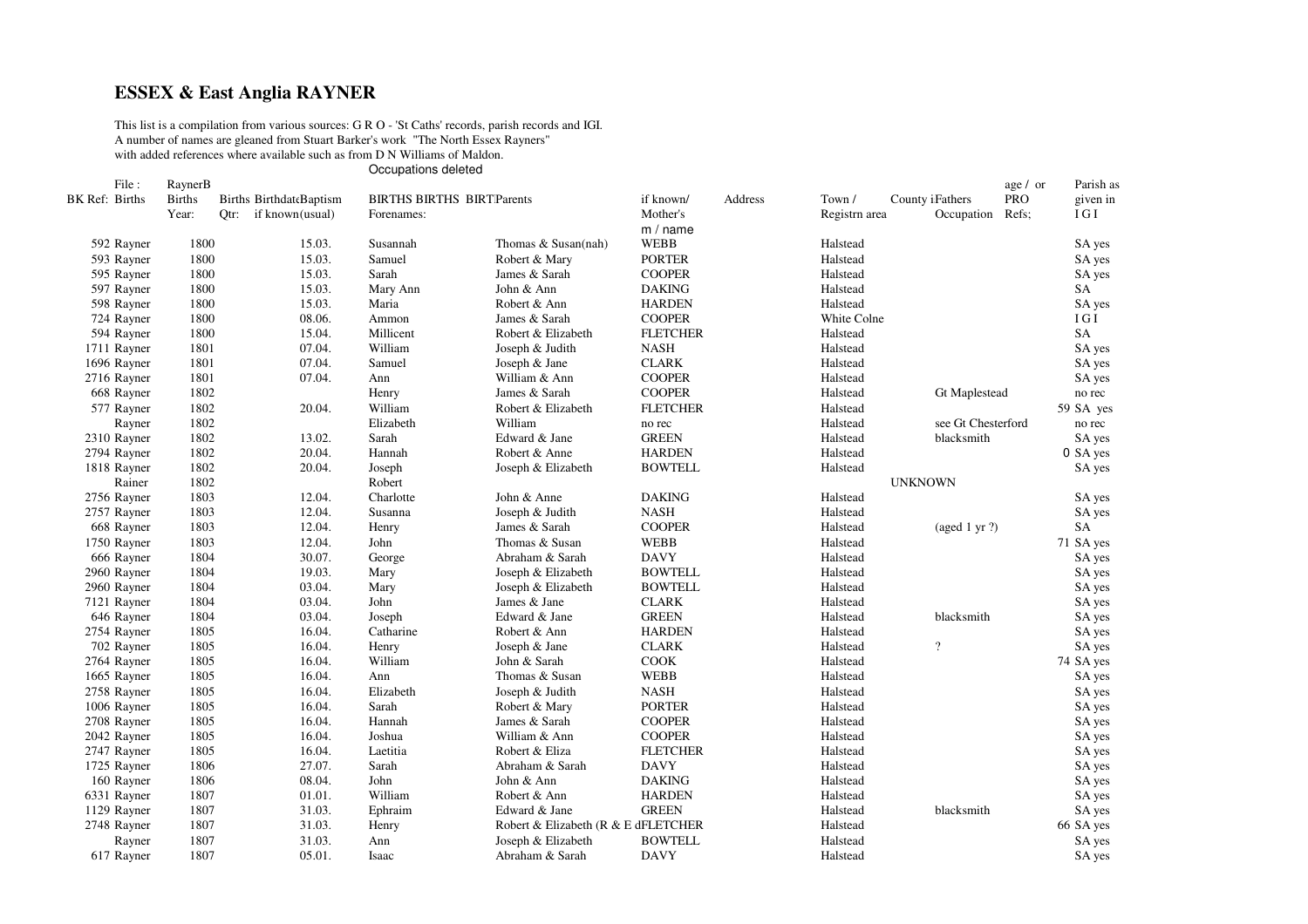# ESSEX & East Anglia RAYNER

This list is a compilation from various sources: G R O - 'St Caths' records, parish records and IGI.
A number of names are gleaned from Stuart Barker's work "The North Essex Rayners"
with added references where available such as from D N Williams of Maldon.
Occupations deleted

| BK Ref: | File : Births | RaynerB Births Year: | Births Qtr: | Birthdate Baptism if known (usual) | BIRTHS Forenames: | BIRTHS Parents | if known/ Mother's m / name | Address | Town / Registrn area | County | Fathers Occupation | age / or PRO Refs; | Parish as given in IGI |
|---|---|---|---|---|---|---|---|---|---|---|---|---|---|
| 592 | Rayner | 1800 | | 15.03. | Susannah | Thomas & Susan(nah) | WEBB | | Halstead | | | | SA yes |
| 593 | Rayner | 1800 | | 15.03. | Samuel | Robert & Mary | PORTER | | Halstead | | | | SA yes |
| 595 | Rayner | 1800 | | 15.03. | Sarah | James & Sarah | COOPER | | Halstead | | | | SA yes |
| 597 | Rayner | 1800 | | 15.03. | Mary Ann | John & Ann | DAKING | | Halstead | | | | SA |
| 598 | Rayner | 1800 | | 15.03. | Maria | Robert & Ann | HARDEN | | Halstead | | | | SA yes |
| 724 | Rayner | 1800 | | 08.06. | Ammon | James & Sarah | COOPER | | White Colne | | | | I G I |
| 594 | Rayner | 1800 | | 15.04. | Millicent | Robert & Elizabeth | FLETCHER | | Halstead | | | | SA |
| 1711 | Rayner | 1801 | | 07.04. | William | Joseph & Judith | NASH | | Halstead | | | | SA yes |
| 1696 | Rayner | 1801 | | 07.04. | Samuel | Joseph & Jane | CLARK | | Halstead | | | | SA yes |
| 2716 | Rayner | 1801 | | 07.04. | Ann | William & Ann | COOPER | | Halstead | | | | SA yes |
| 668 | Rayner | 1802 | | | Henry | James & Sarah | COOPER | | Halstead | | Gt Maplestead | | no rec |
| 577 | Rayner | 1802 | | 20.04. | William | Robert & Elizabeth | FLETCHER | | Halstead | | | 59 | SA yes |
| | Rayner | 1802 | | | Elizabeth | William | no rec | | Halstead | | see Gt Chesterford | | no rec |
| 2310 | Rayner | 1802 | | 13.02. | Sarah | Edward & Jane | GREEN | | Halstead | | blacksmith | | SA yes |
| 2794 | Rayner | 1802 | | 20.04. | Hannah | Robert & Anne | HARDEN | | Halstead | | | 0 | SA yes |
| 1818 | Rayner | 1802 | | 20.04. | Joseph | Joseph & Elizabeth | BOWTELL | | Halstead | | | | SA yes |
| | Rainer | 1802 | | | Robert | | | | | UNKNOWN | | | |
| 2756 | Rayner | 1803 | | 12.04. | Charlotte | John & Anne | DAKING | | Halstead | | | | SA yes |
| 2757 | Rayner | 1803 | | 12.04. | Susanna | Joseph & Judith | NASH | | Halstead | | | | SA yes |
| 668 | Rayner | 1803 | | 12.04. | Henry | James & Sarah | COOPER | | Halstead | | (aged 1 yr ?) | | SA |
| 1750 | Rayner | 1803 | | 12.04. | John | Thomas & Susan | WEBB | | Halstead | | | 71 | SA yes |
| 666 | Rayner | 1804 | | 30.07. | George | Abraham & Sarah | DAVY | | Halstead | | | | SA yes |
| 2960 | Rayner | 1804 | | 19.03. | Mary | Joseph & Elizabeth | BOWTELL | | Halstead | | | | SA yes |
| 2960 | Rayner | 1804 | | 03.04. | Mary | Joseph & Elizabeth | BOWTELL | | Halstead | | | | SA yes |
| 7121 | Rayner | 1804 | | 03.04. | John | James & Jane | CLARK | | Halstead | | | | SA yes |
| 646 | Rayner | 1804 | | 03.04. | Joseph | Edward & Jane | GREEN | | Halstead | | blacksmith | | SA yes |
| 2754 | Rayner | 1805 | | 16.04. | Catharine | Robert & Ann | HARDEN | | Halstead | | | | SA yes |
| 702 | Rayner | 1805 | | 16.04. | Henry | Joseph & Jane | CLARK | | Halstead | | ? | | SA yes |
| 2764 | Rayner | 1805 | | 16.04. | William | John & Sarah | COOK | | Halstead | | | 74 | SA yes |
| 1665 | Rayner | 1805 | | 16.04. | Ann | Thomas & Susan | WEBB | | Halstead | | | | SA yes |
| 2758 | Rayner | 1805 | | 16.04. | Elizabeth | Joseph & Judith | NASH | | Halstead | | | | SA yes |
| 1006 | Rayner | 1805 | | 16.04. | Sarah | Robert & Mary | PORTER | | Halstead | | | | SA yes |
| 2708 | Rayner | 1805 | | 16.04. | Hannah | James & Sarah | COOPER | | Halstead | | | | SA yes |
| 2042 | Rayner | 1805 | | 16.04. | Joshua | William & Ann | COOPER | | Halstead | | | | SA yes |
| 2747 | Rayner | 1805 | | 16.04. | Laetitia | Robert & Eliza | FLETCHER | | Halstead | | | | SA yes |
| 1725 | Rayner | 1806 | | 27.07. | Sarah | Abraham & Sarah | DAVY | | Halstead | | | | SA yes |
| 160 | Rayner | 1806 | | 08.04. | John | John & Ann | DAKING | | Halstead | | | | SA yes |
| 6331 | Rayner | 1807 | | 01.01. | William | Robert & Ann | HARDEN | | Halstead | | | | SA yes |
| 1129 | Rayner | 1807 | | 31.03. | Ephraim | Edward & Jane | GREEN | | Halstead | | blacksmith | | SA yes |
| 2748 | Rayner | 1807 | | 31.03. | Henry | Robert & Elizabeth (R & E d | FLETCHER | | Halstead | | | 66 | SA yes |
| | Rayner | 1807 | | 31.03. | Ann | Joseph & Elizabeth | BOWTELL | | Halstead | | | | SA yes |
| 617 | Rayner | 1807 | | 05.01. | Isaac | Abraham & Sarah | DAVY | | Halstead | | | | SA yes |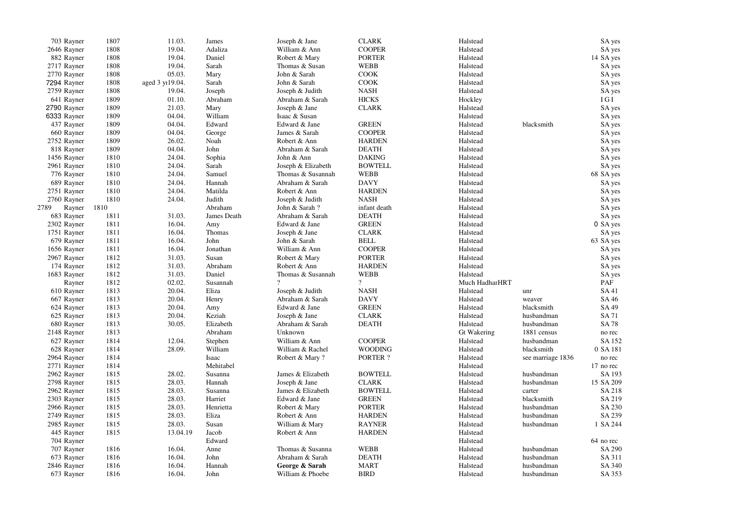| | | | | | | | | | |
|---|---|---|---|---|---|---|---|---|---|
| 703 | Rayner | 1807 | 11.03. | James | Joseph & Jane | CLARK | Halstead | | SA yes |
| 2646 | Rayner | 1808 | 19.04. | Adaliza | William & Ann | COOPER | Halstead | | SA yes |
| 882 | Rayner | 1808 | 19.04. | Daniel | Robert & Mary | PORTER | Halstead | | 14 SA yes |
| 2717 | Rayner | 1808 | 19.04. | Sarah | Thomas & Susan | WEBB | Halstead | | SA yes |
| 2770 | Rayner | 1808 | 05.03. | Mary | John & Sarah | COOK | Halstead | | SA yes |
| 7294 | Rayner | 1808 | aged 3 yr19.04. | Sarah | John & Sarah | COOK | Halstead | | SA yes |
| 2759 | Rayner | 1808 | 19.04. | Joseph | Joseph & Judith | NASH | Halstead | | SA yes |
| 641 | Rayner | 1809 | 01.10. | Abraham | Abraham & Sarah | HICKS | Hockley | | I G I |
| 2790 | Rayner | 1809 | 21.03. | Mary | Joseph & Jane | CLARK | Halstead | | SA yes |
| 6333 | Rayner | 1809 | 04.04. | William | Isaac & Susan | | Halstead | | SA yes |
| 437 | Rayner | 1809 | 04.04. | Edward | Edward & Jane | GREEN | Halstead | blacksmith | SA yes |
| 660 | Rayner | 1809 | 04.04. | George | James & Sarah | COOPER | Halstead | | SA yes |
| 2752 | Rayner | 1809 | 26.02. | Noah | Robert & Ann | HARDEN | Halstead | | SA yes |
| 818 | Rayner | 1809 | 04.04. | John | Abraham & Sarah | DEATH | Halstead | | SA yes |
| 1456 | Rayner | 1810 | 24.04. | Sophia | John & Ann | DAKING | Halstead | | SA yes |
| 2961 | Rayner | 1810 | 24.04. | Sarah | Joseph & Elizabeth | BOWTELL | Halstead | | SA yes |
| 776 | Rayner | 1810 | 24.04. | Samuel | Thomas & Susannah | WEBB | Halstead | | 68 SA yes |
| 689 | Rayner | 1810 | 24.04. | Hannah | Abraham & Sarah | DAVY | Halstead | | SA yes |
| 2751 | Rayner | 1810 | 24.04. | Matilda | Robert & Ann | HARDEN | Halstead | | SA yes |
| 2760 | Rayner | 1810 | 24.04. | Judith | Joseph & Judith | NASH | Halstead | | SA yes |
| 2789 | Rayner | 1810 | | Abraham | John & Sarah ? | infant death | Halstead | | SA yes |
| 683 | Rayner | 1811 | 31.03. | James Death | Abraham & Sarah | DEATH | Halstead | | SA yes |
| 2302 | Rayner | 1811 | 16.04. | Amy | Edward & Jane | GREEN | Halstead | | 0 SA yes |
| 1751 | Rayner | 1811 | 16.04. | Thomas | Joseph & Jane | CLARK | Halstead | | SA yes |
| 679 | Rayner | 1811 | 16.04. | John | John & Sarah | BELL | Halstead | | 63 SA yes |
| 1656 | Rayner | 1811 | 16.04. | Jonathan | William & Ann | COOPER | Halstead | | SA yes |
| 2967 | Rayner | 1812 | 31.03. | Susan | Robert & Mary | PORTER | Halstead | | SA yes |
| 174 | Rayner | 1812 | 31.03. | Abraham | Robert & Ann | HARDEN | Halstead | | SA yes |
| 1683 | Rayner | 1812 | 31.03. | Daniel | Thomas & Susannah | WEBB | Halstead | | SA yes |
| | Rayner | 1812 | 02.02. | Susannah | ? | ? | Much HadharHRT | | PAF |
| 610 | Rayner | 1813 | 20.04. | Eliza | Joseph & Judith | NASH | Halstead | unr | SA 41 |
| 667 | Rayner | 1813 | 20.04. | Henry | Abraham & Sarah | DAVY | Halstead | weaver | SA 46 |
| 624 | Rayner | 1813 | 20.04. | Amy | Edward & Jane | GREEN | Halstead | blacksmith | SA 49 |
| 625 | Rayner | 1813 | 20.04. | Keziah | Joseph & Jane | CLARK | Halstead | husbandman | SA 71 |
| 680 | Rayner | 1813 | 30.05. | Elizabeth | Abraham & Sarah | DEATH | Halstead | husbandman | SA 78 |
| 2148 | Rayner | 1813 | | Abraham | Unknown | | Gt Wakering | 1881 census | no rec |
| 627 | Rayner | 1814 | 12.04. | Stephen | William & Ann | COOPER | Halstead | husbandman | SA 152 |
| 628 | Rayner | 1814 | 28.09. | William | William & Rachel | WOODING | Halstead | blacksmith | 0 SA 181 |
| 2964 | Rayner | 1814 | | Isaac | Robert & Mary ? | PORTER ? | Halstead | see marriage 1836 | no rec |
| 2771 | Rayner | 1814 | | Mehitabel | | | Halstead | | 17 no rec |
| 2962 | Rayner | 1815 | 28.02. | Susanna | James & Elizabeth | BOWTELL | Halstead | husbandman | SA 193 |
| 2798 | Rayner | 1815 | 28.03. | Hannah | Joseph & Jane | CLARK | Halstead | husbandman | 15 SA 209 |
| 2962 | Rayner | 1815 | 28.03. | Susanna | James & Elizabeth | BOWTELL | Halstead | carter | SA 218 |
| 2303 | Rayner | 1815 | 28.03. | Harriet | Edward & Jane | GREEN | Halstead | blacksmith | SA 219 |
| 2966 | Rayner | 1815 | 28.03. | Henrietta | Robert & Mary | PORTER | Halstead | husbandman | SA 230 |
| 2749 | Rayner | 1815 | 28.03. | Eliza | Robert & Ann | HARDEN | Halstead | husbandman | SA 239 |
| 2985 | Rayner | 1815 | 28.03. | Susan | William & Mary | RAYNER | Halstead | husbandman | 1 SA 244 |
| 445 | Rayner | 1815 | 13.04.19 | Jacob | Robert & Ann | HARDEN | Halstead | | |
| 704 | Rayner | | | Edward | | | Halstead | | 64 no rec |
| 707 | Rayner | 1816 | 16.04. | Anne | Thomas & Susanna | WEBB | Halstead | husbandman | SA 290 |
| 673 | Rayner | 1816 | 16.04. | John | Abraham & Sarah | DEATH | Halstead | husbandman | SA 311 |
| 2846 | Rayner | 1816 | 16.04. | Hannah | **George & Sarah** | MART | Halstead | husbandman | SA 340 |
| 673 | Rayner | 1816 | 16.04. | John | William & Phoebe | BIRD | Halstead | husbandman | SA 353 |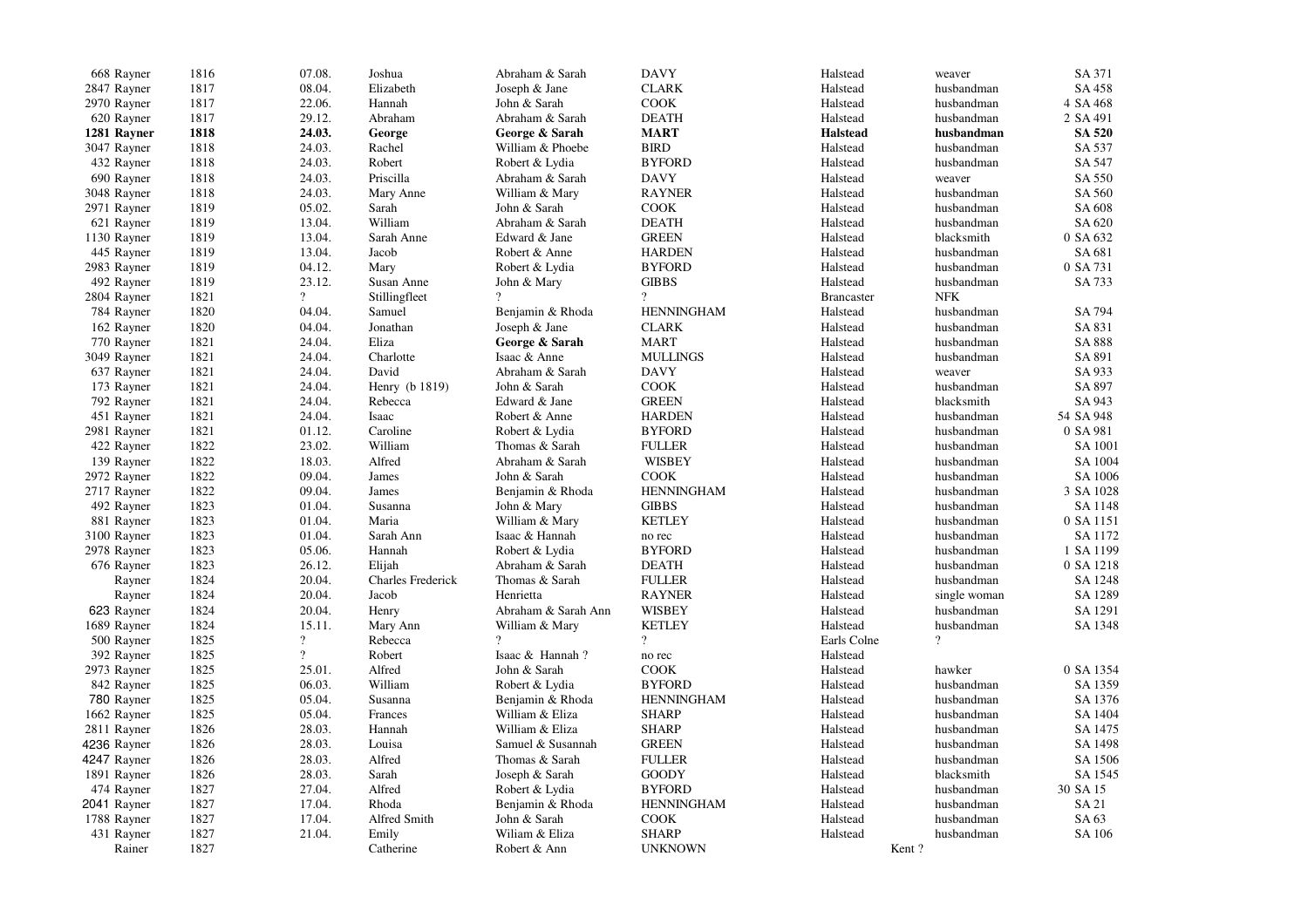| | | | | | | | | |
|---|---|---|---|---|---|---|---|---|
| 668 Rayner | 1816 | 07.08. | Joshua | Abraham & Sarah | DAVY | Halstead | weaver | SA 371 |
| 2847 Rayner | 1817 | 08.04. | Elizabeth | Joseph & Jane | CLARK | Halstead | husbandman | SA 458 |
| 2970 Rayner | 1817 | 22.06. | Hannah | John & Sarah | COOK | Halstead | husbandman | 4 SA 468 |
| 620 Rayner | 1817 | 29.12. | Abraham | Abraham & Sarah | DEATH | Halstead | husbandman | 2 SA 491 |
| **1281 Rayner** | **1818** | **24.03.** | **George** | **George & Sarah** | **MART** | **Halstead** | **husbandman** | **SA 520** |
| 3047 Rayner | 1818 | 24.03. | Rachel | William & Phoebe | BIRD | Halstead | husbandman | SA 537 |
| 432 Rayner | 1818 | 24.03. | Robert | Robert & Lydia | BYFORD | Halstead | husbandman | SA 547 |
| 690 Rayner | 1818 | 24.03. | Priscilla | Abraham & Sarah | DAVY | Halstead | weaver | SA 550 |
| 3048 Rayner | 1818 | 24.03. | Mary Anne | William & Mary | RAYNER | Halstead | husbandman | SA 560 |
| 2971 Rayner | 1819 | 05.02. | Sarah | John & Sarah | COOK | Halstead | husbandman | SA 608 |
| 621 Rayner | 1819 | 13.04. | William | Abraham & Sarah | DEATH | Halstead | husbandman | SA 620 |
| 1130 Rayner | 1819 | 13.04. | Sarah Anne | Edward & Jane | GREEN | Halstead | blacksmith | 0 SA 632 |
| 445 Rayner | 1819 | 13.04. | Jacob | Robert & Anne | HARDEN | Halstead | husbandman | SA 681 |
| 2983 Rayner | 1819 | 04.12. | Mary | Robert & Lydia | BYFORD | Halstead | husbandman | 0 SA 731 |
| 492 Rayner | 1819 | 23.12. | Susan Anne | John & Mary | GIBBS | Halstead | husbandman | SA 733 |
| 2804 Rayner | 1821 | ? | Stillingfleet | ? | ? | Brancaster | NFK | |
| 784 Rayner | 1820 | 04.04. | Samuel | Benjamin & Rhoda | HENNINGHAM | Halstead | husbandman | SA 794 |
| 162 Rayner | 1820 | 04.04. | Jonathan | Joseph & Jane | CLARK | Halstead | husbandman | SA 831 |
| 770 Rayner | 1821 | 24.04. | Eliza | **George & Sarah** | MART | Halstead | husbandman | SA 888 |
| 3049 Rayner | 1821 | 24.04. | Charlotte | Isaac & Anne | MULLINGS | Halstead | husbandman | SA 891 |
| 637 Rayner | 1821 | 24.04. | David | Abraham & Sarah | DAVY | Halstead | weaver | SA 933 |
| 173 Rayner | 1821 | 24.04. | Henry (b 1819) | John & Sarah | COOK | Halstead | husbandman | SA 897 |
| 792 Rayner | 1821 | 24.04. | Rebecca | Edward & Jane | GREEN | Halstead | blacksmith | SA 943 |
| 451 Rayner | 1821 | 24.04. | Isaac | Robert & Anne | HARDEN | Halstead | husbandman | 54 SA 948 |
| 2981 Rayner | 1821 | 01.12. | Caroline | Robert & Lydia | BYFORD | Halstead | husbandman | 0 SA 981 |
| 422 Rayner | 1822 | 23.02. | William | Thomas & Sarah | FULLER | Halstead | husbandman | SA 1001 |
| 139 Rayner | 1822 | 18.03. | Alfred | Abraham & Sarah | WISBEY | Halstead | husbandman | SA 1004 |
| 2972 Rayner | 1822 | 09.04. | James | John & Sarah | COOK | Halstead | husbandman | SA 1006 |
| 2717 Rayner | 1822 | 09.04. | James | Benjamin & Rhoda | HENNINGHAM | Halstead | husbandman | 3 SA 1028 |
| 492 Rayner | 1823 | 01.04. | Susanna | John & Mary | GIBBS | Halstead | husbandman | SA 1148 |
| 881 Rayner | 1823 | 01.04. | Maria | William & Mary | KETLEY | Halstead | husbandman | 0 SA 1151 |
| 3100 Rayner | 1823 | 01.04. | Sarah Ann | Isaac & Hannah | no rec | Halstead | husbandman | SA 1172 |
| 2978 Rayner | 1823 | 05.06. | Hannah | Robert & Lydia | BYFORD | Halstead | husbandman | 1 SA 1199 |
| 676 Rayner | 1823 | 26.12. | Elijah | Abraham & Sarah | DEATH | Halstead | husbandman | 0 SA 1218 |
| Rayner | 1824 | 20.04. | Charles Frederick | Thomas & Sarah | FULLER | Halstead | husbandman | SA 1248 |
| Rayner | 1824 | 20.04. | Jacob | Henrietta | RAYNER | Halstead | single woman | SA 1289 |
| 623 Rayner | 1824 | 20.04. | Henry | Abraham & Sarah Ann | WISBEY | Halstead | husbandman | SA 1291 |
| 1689 Rayner | 1824 | 15.11. | Mary Ann | William & Mary | KETLEY | Halstead | husbandman | SA 1348 |
| 500 Rayner | 1825 | ? | Rebecca | ? | ? | Earls Colne | ? | |
| 392 Rayner | 1825 | ? | Robert | Isaac & Hannah ? | no rec | Halstead | | |
| 2973 Rayner | 1825 | 25.01. | Alfred | John & Sarah | COOK | Halstead | hawker | 0 SA 1354 |
| 842 Rayner | 1825 | 06.03. | William | Robert & Lydia | BYFORD | Halstead | husbandman | SA 1359 |
| 780 Rayner | 1825 | 05.04. | Susanna | Benjamin & Rhoda | HENNINGHAM | Halstead | husbandman | SA 1376 |
| 1662 Rayner | 1825 | 05.04. | Frances | William & Eliza | SHARP | Halstead | husbandman | SA 1404 |
| 2811 Rayner | 1826 | 28.03. | Hannah | William & Eliza | SHARP | Halstead | husbandman | SA 1475 |
| 4236 Rayner | 1826 | 28.03. | Louisa | Samuel & Susannah | GREEN | Halstead | husbandman | SA 1498 |
| 4247 Rayner | 1826 | 28.03. | Alfred | Thomas & Sarah | FULLER | Halstead | husbandman | SA 1506 |
| 1891 Rayner | 1826 | 28.03. | Sarah | Joseph & Sarah | GOODY | Halstead | blacksmith | SA 1545 |
| 474 Rayner | 1827 | 27.04. | Alfred | Robert & Lydia | BYFORD | Halstead | husbandman | 30 SA 15 |
| 2041 Rayner | 1827 | 17.04. | Rhoda | Benjamin & Rhoda | HENNINGHAM | Halstead | husbandman | SA 21 |
| 1788 Rayner | 1827 | 17.04. | Alfred Smith | John & Sarah | COOK | Halstead | husbandman | SA 63 |
| 431 Rayner | 1827 | 21.04. | Emily | Wiliam & Eliza | SHARP | Halstead | husbandman | SA 106 |
| Rainer | 1827 | | Catherine | Robert & Ann | UNKNOWN | Kent ? | | |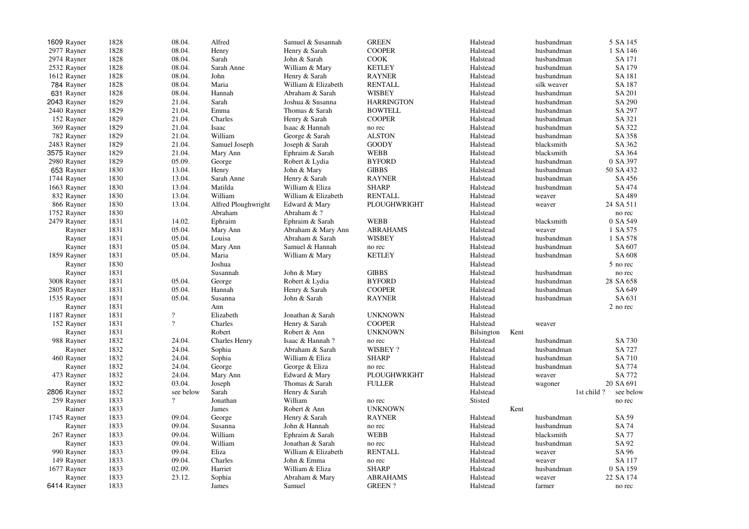| | | | | | | | | | | | |
|---|---|---|---|---|---|---|---|---|---|---|---|
| 1609 | Rayner | 1828 | 08.04. | Alfred | Samuel & Susannah | GREEN | Halstead | | husbandman | | 5 SA 145 |
| 2977 | Rayner | 1828 | 08.04. | Henry | Henry & Sarah | COOPER | Halstead | | husbandman | | 1 SA 146 |
| 2974 | Rayner | 1828 | 08.04. | Sarah | John & Sarah | COOK | Halstead | | husbandman | | SA 171 |
| 2532 | Rayner | 1828 | 08.04. | Sarah Anne | William & Mary | KETLEY | Halstead | | husbandman | | SA 179 |
| 1612 | Rayner | 1828 | 08.04. | John | Henry & Sarah | RAYNER | Halstead | | husbandman | | SA 181 |
| 784 | Rayner | 1828 | 08.04. | Maria | William & Elizabeth | RENTALL | Halstead | | silk weaver | | SA 187 |
| 631 | Rayner | 1828 | 08.04. | Hannah | Abraham & Sarah | WISBEY | Halstead | | husbandman | | SA 201 |
| 2043 | Rayner | 1829 | 21.04. | Sarah | Joshua & Susanna | HARRINGTON | Halstead | | husbandman | | SA 290 |
| 2440 | Rayner | 1829 | 21.04. | Emma | Thomas & Sarah | BOWTELL | Halstead | | husbandman | | SA 297 |
| 152 | Rayner | 1829 | 21.04. | Charles | Henry & Sarah | COOPER | Halstead | | husbandman | | SA 321 |
| 369 | Rayner | 1829 | 21.04. | Isaac | Isaac & Hannah | no rec | Halstead | | husbandman | | SA 322 |
| 782 | Rayner | 1829 | 21.04. | William | George & Sarah | ALSTON | Halstead | | husbandman | | SA 358 |
| 2483 | Rayner | 1829 | 21.04. | Samuel Joseph | Joseph & Sarah | GOODY | Halstead | | blacksmith | | SA 362 |
| 3575 | Rayner | 1829 | 21.04. | Mary Ann | Ephraim & Sarah | WEBB | Halstead | | blacksmith | | SA 364 |
| 2980 | Rayner | 1829 | 05.09. | George | Robert & Lydia | BYFORD | Halstead | | husbandman | | 0 SA 397 |
| 653 | Rayner | 1830 | 13.04. | Henry | John & Mary | GIBBS | Halstead | | husbandman | | 50 SA 432 |
| 1744 | Rayner | 1830 | 13.04. | Sarah Anne | Henry & Sarah | RAYNER | Halstead | | husbandman | | SA 456 |
| 1663 | Rayner | 1830 | 13.04. | Matilda | William & Eliza | SHARP | Halstead | | husbandman | | SA 474 |
| 832 | Rayner | 1830 | 13.04. | William | William & Elizabeth | RENTALL | Halstead | | weaver | | SA 489 |
| 866 | Rayner | 1830 | 13.04. | Alfred Ploughwright | Edward & Mary | PLOUGHWRIGHT | Halstead | | weaver | | 24 SA 511 |
| 1752 | Rayner | 1830 | | Abraham | Abraham & ? | | Halstead | | | | no rec |
| 2479 | Rayner | 1831 | 14.02. | Ephraim | Ephraim & Sarah | WEBB | Halstead | | blacksmith | | 0 SA 549 |
| | Rayner | 1831 | 05.04. | Mary Ann | Abraham & Mary Ann | ABRAHAMS | Halstead | | weaver | | 1 SA 575 |
| | Rayner | 1831 | 05.04. | Louisa | Abraham & Sarah | WISBEY | Halstead | | husbandman | | 1 SA 578 |
| | Rayner | 1831 | 05.04. | Mary Ann | Samuel & Hannah | no rec | Halstead | | husbandman | | SA 607 |
| 1859 | Rayner | 1831 | 05.04. | Maria | William & Mary | KETLEY | Halstead | | husbandman | | SA 608 |
| | Rayner | 1830 | | Joshua | | | Halstead | | | | 5 no rec |
| | Rayner | 1831 | | Susannah | John & Mary | GIBBS | Halstead | | husbandman | | no rec |
| 3008 | Rayner | 1831 | 05.04. | George | Robert & Lydia | BYFORD | Halstead | | husbandman | | 28 SA 658 |
| 2805 | Rayner | 1831 | 05.04. | Hannah | Henry & Sarah | COOPER | Halstead | | husbandman | | SA 649 |
| 1535 | Rayner | 1831 | 05.04. | Susanna | John & Sarah | RAYNER | Halstead | | husbandman | | SA 631 |
| | Rayner | 1831 | | Ann | | | Halstead | | | | 2 no rec |
| 1187 | Rayner | 1831 | ? | Elizabeth | Jonathan & Sarah | UNKNOWN | Halstead | | | | |
| 152 | Rayner | 1831 | ? | Charles | Henry & Sarah | COOPER | Halstead | | weaver | | |
| | Rayner | 1831 | | Robert | Robert & Ann | UNKNOWN | Bilsington | Kent | | | |
| 988 | Rayner | 1832 | 24.04. | Charles Henry | Isaac & Hannah ? | no rec | Halstead | | husbandman | | SA 730 |
| | Rayner | 1832 | 24.04. | Sophia | Abraham & Sarah | WISBEY ? | Halstead | | husbandman | | SA 727 |
| 460 | Rayner | 1832 | 24.04. | Sophia | William & Eliza | SHARP | Halstead | | husbandman | | SA 710 |
| | Rayner | 1832 | 24.04. | George | George & Eliza | no rec | Halstead | | husbandman | | SA 774 |
| 473 | Rayner | 1832 | 24.04. | Mary Ann | Edward & Mary | PLOUGHWRIGHT | Halstead | | weaver | | SA 772 |
| | Rayner | 1832 | 03.04. | Joseph | Thomas & Sarah | FULLER | Halstead | | wagoner | | 20 SA 691 |
| 2806 | Rayner | 1832 | see below | Sarah | Henry & Sarah | | Halstead | | | 1st child ? | see below |
| 259 | Rayner | 1833 | ? | Jonathan | William | no rec | Stisted | | | | no rec |
| | Rainer | 1833 | | James | Robert & Ann | UNKNOWN | | Kent | | | |
| 1745 | Rayner | 1833 | 09.04. | George | Henry & Sarah | RAYNER | Halstead | | husbandman | | SA 59 |
| | Rayner | 1833 | 09.04. | Susanna | John & Hannah | no rec | Halstead | | husbandman | | SA 74 |
| 267 | Rayner | 1833 | 09.04. | William | Ephraim & Sarah | WEBB | Halstead | | blacksmith | | SA 77 |
| | Rayner | 1833 | 09.04. | William | Jonathan & Sarah | no rec | Halstead | | husbandman | | SA 92 |
| 990 | Rayner | 1833 | 09.04. | Eliza | William & Elizabeth | RENTALL | Halstead | | weaver | | SA 96 |
| 149 | Rayner | 1833 | 09.04. | Charles | John & Emma | no rec | Halstead | | weaver | | SA 117 |
| 1677 | Rayner | 1833 | 02.09. | Harriet | William & Eliza | SHARP | Halstead | | husbandman | | 0 SA 159 |
| | Rayner | 1833 | 23.12. | Sophia | Abraham & Mary | ABRAHAMS | Halstead | | weaver | | 22 SA 174 |
| 6414 | Rayner | 1833 | | James | Samuel | GREEN ? | Halstead | | farmer | | no rec |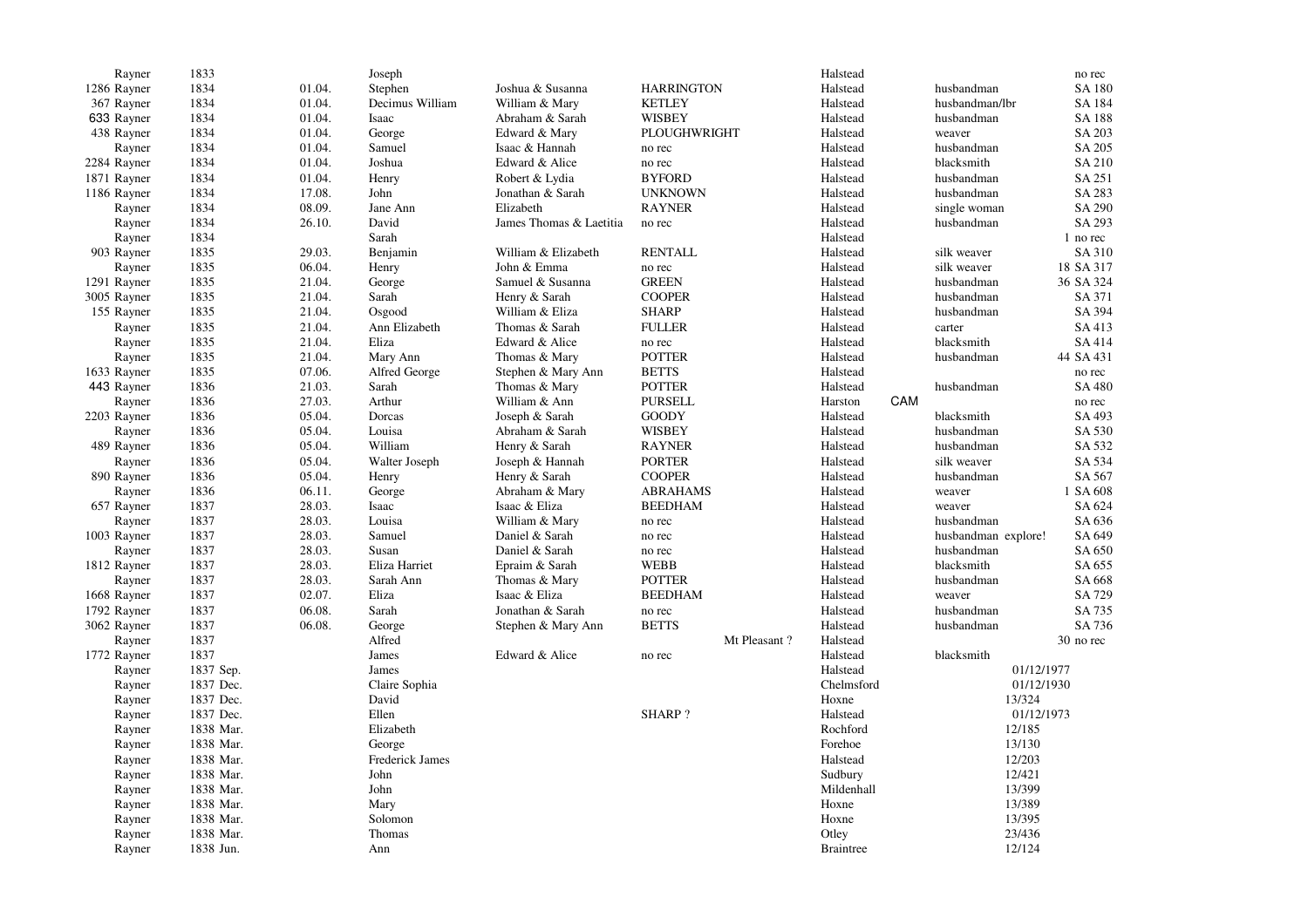| | | | | | | | | | | | |
|---|---|---|---|---|---|---|---|---|---|---|---|
| | Rayner | 1833 | | Joseph | | | | Halstead | | | no rec |
| 1286 | Rayner | 1834 | 01.04. | Stephen | Joshua & Susanna | HARRINGTON | | Halstead | | husbandman | SA 180 |
| 367 | Rayner | 1834 | 01.04. | Decimus William | William & Mary | KETLEY | | Halstead | | husbandman/lbr | SA 184 |
| 633 | Rayner | 1834 | 01.04. | Isaac | Abraham & Sarah | WISBEY | | Halstead | | husbandman | SA 188 |
| 438 | Rayner | 1834 | 01.04. | George | Edward & Mary | PLOUGHWRIGHT | | Halstead | | weaver | SA 203 |
| | Rayner | 1834 | 01.04. | Samuel | Isaac & Hannah | no rec | | Halstead | | husbandman | SA 205 |
| 2284 | Rayner | 1834 | 01.04. | Joshua | Edward & Alice | no rec | | Halstead | | blacksmith | SA 210 |
| 1871 | Rayner | 1834 | 01.04. | Henry | Robert & Lydia | BYFORD | | Halstead | | husbandman | SA 251 |
| 1186 | Rayner | 1834 | 17.08. | John | Jonathan & Sarah | UNKNOWN | | Halstead | | husbandman | SA 283 |
| | Rayner | 1834 | 08.09. | Jane Ann | Elizabeth | RAYNER | | Halstead | | single woman | SA 290 |
| | Rayner | 1834 | 26.10. | David | James Thomas & Laetitia | no rec | | Halstead | | husbandman | SA 293 |
| | Rayner | 1834 | | Sarah | | | | Halstead | | | 1 no rec |
| 903 | Rayner | 1835 | 29.03. | Benjamin | William & Elizabeth | RENTALL | | Halstead | | silk weaver | SA 310 |
| | Rayner | 1835 | 06.04. | Henry | John & Emma | no rec | | Halstead | | silk weaver | 18 SA 317 |
| 1291 | Rayner | 1835 | 21.04. | George | Samuel & Susanna | GREEN | | Halstead | | husbandman | 36 SA 324 |
| 3005 | Rayner | 1835 | 21.04. | Sarah | Henry & Sarah | COOPER | | Halstead | | husbandman | SA 371 |
| 155 | Rayner | 1835 | 21.04. | Osgood | William & Eliza | SHARP | | Halstead | | husbandman | SA 394 |
| | Rayner | 1835 | 21.04. | Ann Elizabeth | Thomas & Sarah | FULLER | | Halstead | | carter | SA 413 |
| | Rayner | 1835 | 21.04. | Eliza | Edward & Alice | no rec | | Halstead | | blacksmith | SA 414 |
| | Rayner | 1835 | 21.04. | Mary Ann | Thomas & Mary | POTTER | | Halstead | | husbandman | 44 SA 431 |
| 1633 | Rayner | 1835 | 07.06. | Alfred George | Stephen & Mary Ann | BETTS | | Halstead | | | no rec |
| 443 | Rayner | 1836 | 21.03. | Sarah | Thomas & Mary | POTTER | | Halstead | | husbandman | SA 480 |
| | Rayner | 1836 | 27.03. | Arthur | William & Ann | PURSELL | | Harston | CAM | | no rec |
| 2203 | Rayner | 1836 | 05.04. | Dorcas | Joseph & Sarah | GOODY | | Halstead | | blacksmith | SA 493 |
| | Rayner | 1836 | 05.04. | Louisa | Abraham & Sarah | WISBEY | | Halstead | | husbandman | SA 530 |
| 489 | Rayner | 1836 | 05.04. | William | Henry & Sarah | RAYNER | | Halstead | | husbandman | SA 532 |
| | Rayner | 1836 | 05.04. | Walter Joseph | Joseph & Hannah | PORTER | | Halstead | | silk weaver | SA 534 |
| 890 | Rayner | 1836 | 05.04. | Henry | Henry & Sarah | COOPER | | Halstead | | husbandman | SA 567 |
| | Rayner | 1836 | 06.11. | George | Abraham & Mary | ABRAHAMS | | Halstead | | weaver | 1 SA 608 |
| 657 | Rayner | 1837 | 28.03. | Isaac | Isaac & Eliza | BEEDHAM | | Halstead | | weaver | SA 624 |
| | Rayner | 1837 | 28.03. | Louisa | William & Mary | no rec | | Halstead | | husbandman | SA 636 |
| 1003 | Rayner | 1837 | 28.03. | Samuel | Daniel & Sarah | no rec | | Halstead | | husbandman explore! | SA 649 |
| | Rayner | 1837 | 28.03. | Susan | Daniel & Sarah | no rec | | Halstead | | husbandman | SA 650 |
| 1812 | Rayner | 1837 | 28.03. | Eliza Harriet | Epraim & Sarah | WEBB | | Halstead | | blacksmith | SA 655 |
| | Rayner | 1837 | 28.03. | Sarah Ann | Thomas & Mary | POTTER | | Halstead | | husbandman | SA 668 |
| 1668 | Rayner | 1837 | 02.07. | Eliza | Isaac & Eliza | BEEDHAM | | Halstead | | weaver | SA 729 |
| 1792 | Rayner | 1837 | 06.08. | Sarah | Jonathan & Sarah | no rec | | Halstead | | husbandman | SA 735 |
| 3062 | Rayner | 1837 | 06.08. | George | Stephen & Mary Ann | BETTS | | Halstead | | husbandman | SA 736 |
| | Rayner | 1837 | | Alfred | | | Mt Pleasant ? | Halstead | | | 30 no rec |
| 1772 | Rayner | 1837 | | James | Edward & Alice | no rec | | Halstead | | blacksmith | |
| | Rayner | 1837 Sep. | | James | | | | Halstead | | 01/12/1977 | |
| | Rayner | 1837 Dec. | | Claire Sophia | | | | Chelmsford | | 01/12/1930 | |
| | Rayner | 1837 Dec. | | David | | | | Hoxne | | 13/324 | |
| | Rayner | 1837 Dec. | | Ellen | | SHARP ? | | Halstead | | 01/12/1973 | |
| | Rayner | 1838 Mar. | | Elizabeth | | | | Rochford | | 12/185 | |
| | Rayner | 1838 Mar. | | George | | | | Forehoe | | 13/130 | |
| | Rayner | 1838 Mar. | | Frederick James | | | | Halstead | | 12/203 | |
| | Rayner | 1838 Mar. | | John | | | | Sudbury | | 12/421 | |
| | Rayner | 1838 Mar. | | John | | | | Mildenhall | | 13/399 | |
| | Rayner | 1838 Mar. | | Mary | | | | Hoxne | | 13/389 | |
| | Rayner | 1838 Mar. | | Solomon | | | | Hoxne | | 13/395 | |
| | Rayner | 1838 Mar. | | Thomas | | | | Otley | | 23/436 | |
| | Rayner | 1838 Jun. | | Ann | | | | Braintree | | 12/124 | |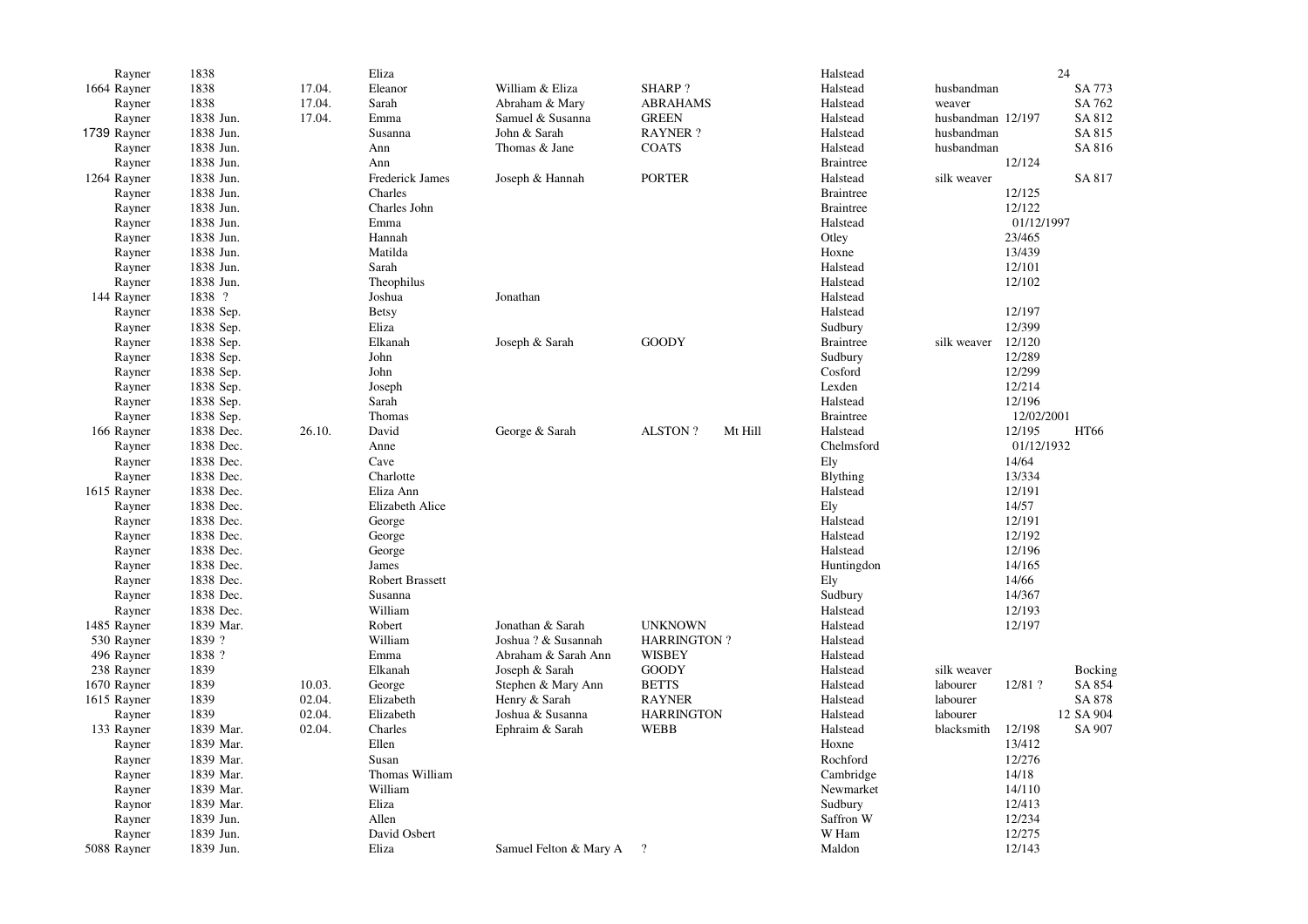| | | | | | | | | | | | |
|---|---|---|---|---|---|---|---|---|---|---|---|
| | Rayner | 1838 | | Eliza | | | | Halstead | | 24 | |
| 1664 | Rayner | 1838 | 17.04. | Eleanor | William & Eliza | SHARP ? | | Halstead | husbandman | | SA 773 |
| | Rayner | 1838 | 17.04. | Sarah | Abraham & Mary | ABRAHAMS | | Halstead | weaver | | SA 762 |
| | Rayner | 1838 Jun. | 17.04. | Emma | Samuel & Susanna | GREEN | | Halstead | husbandman | 12/197 | SA 812 |
| 1739 | Rayner | 1838 Jun. | | Susanna | John & Sarah | RAYNER ? | | Halstead | husbandman | | SA 815 |
| | Rayner | 1838 Jun. | | Ann | Thomas & Jane | COATS | | Halstead | husbandman | | SA 816 |
| | Rayner | 1838 Jun. | | Ann | | | | Braintree | | 12/124 | |
| 1264 | Rayner | 1838 Jun. | | Frederick James | Joseph & Hannah | PORTER | | Halstead | silk weaver | | SA 817 |
| | Rayner | 1838 Jun. | | Charles | | | | Braintree | | 12/125 | |
| | Rayner | 1838 Jun. | | Charles John | | | | Braintree | | 12/122 | |
| | Rayner | 1838 Jun. | | Emma | | | | Halstead | | 01/12/1997 | |
| | Rayner | 1838 Jun. | | Hannah | | | | Otley | | 23/465 | |
| | Rayner | 1838 Jun. | | Matilda | | | | Hoxne | | 13/439 | |
| | Rayner | 1838 Jun. | | Sarah | | | | Halstead | | 12/101 | |
| | Rayner | 1838 Jun. | | Theophilus | | | | Halstead | | 12/102 | |
| 144 | Rayner | 1838 ? | | Joshua | Jonathan | | | Halstead | | | |
| | Rayner | 1838 Sep. | | Betsy | | | | Halstead | | 12/197 | |
| | Rayner | 1838 Sep. | | Eliza | | | | Sudbury | | 12/399 | |
| | Rayner | 1838 Sep. | | Elkanah | Joseph & Sarah | GOODY | | Braintree | silk weaver | 12/120 | |
| | Rayner | 1838 Sep. | | John | | | | Sudbury | | 12/289 | |
| | Rayner | 1838 Sep. | | John | | | | Cosford | | 12/299 | |
| | Rayner | 1838 Sep. | | Joseph | | | | Lexden | | 12/214 | |
| | Rayner | 1838 Sep. | | Sarah | | | | Halstead | | 12/196 | |
| | Rayner | 1838 Sep. | | Thomas | | | | Braintree | | 12/02/2001 | |
| 166 | Rayner | 1838 Dec. | 26.10. | David | George & Sarah | ALSTON ? | Mt Hill | Halstead | | 12/195 | HT66 |
| | Rayner | 1838 Dec. | | Anne | | | | Chelmsford | | 01/12/1932 | |
| | Rayner | 1838 Dec. | | Cave | | | | Ely | | 14/64 | |
| | Rayner | 1838 Dec. | | Charlotte | | | | Blything | | 13/334 | |
| 1615 | Rayner | 1838 Dec. | | Eliza Ann | | | | Halstead | | 12/191 | |
| | Rayner | 1838 Dec. | | Elizabeth Alice | | | | Ely | | 14/57 | |
| | Rayner | 1838 Dec. | | George | | | | Halstead | | 12/191 | |
| | Rayner | 1838 Dec. | | George | | | | Halstead | | 12/192 | |
| | Rayner | 1838 Dec. | | George | | | | Halstead | | 12/196 | |
| | Rayner | 1838 Dec. | | James | | | | Huntingdon | | 14/165 | |
| | Rayner | 1838 Dec. | | Robert Brassett | | | | Ely | | 14/66 | |
| | Rayner | 1838 Dec. | | Susanna | | | | Sudbury | | 14/367 | |
| | Rayner | 1838 Dec. | | William | | | | Halstead | | 12/193 | |
| 1485 | Rayner | 1839 Mar. | | Robert | Jonathan & Sarah | UNKNOWN | | Halstead | | 12/197 | |
| 530 | Rayner | 1839 ? | | William | Joshua ? & Susannah | HARRINGTON ? | | Halstead | | | |
| 496 | Rayner | 1838 ? | | Emma | Abraham & Sarah Ann | WISBEY | | Halstead | | | |
| 238 | Rayner | 1839 | | Elkanah | Joseph & Sarah | GOODY | | Halstead | silk weaver | | Bocking |
| 1670 | Rayner | 1839 | 10.03. | George | Stephen & Mary Ann | BETTS | | Halstead | labourer | 12/81 ? | SA 854 |
| 1615 | Rayner | 1839 | 02.04. | Elizabeth | Henry & Sarah | RAYNER | | Halstead | labourer | | SA 878 |
| | Rayner | 1839 | 02.04. | Elizabeth | Joshua & Susanna | HARRINGTON | | Halstead | labourer | | 12 SA 904 |
| 133 | Rayner | 1839 Mar. | 02.04. | Charles | Ephraim & Sarah | WEBB | | Halstead | blacksmith | 12/198 | SA 907 |
| | Rayner | 1839 Mar. | | Ellen | | | | Hoxne | | 13/412 | |
| | Rayner | 1839 Mar. | | Susan | | | | Rochford | | 12/276 | |
| | Rayner | 1839 Mar. | | Thomas William | | | | Cambridge | | 14/18 | |
| | Rayner | 1839 Mar. | | William | | | | Newmarket | | 14/110 | |
| | Raynor | 1839 Mar. | | Eliza | | | | Sudbury | | 12/413 | |
| | Rayner | 1839 Jun. | | Allen | | | | Saffron W | | 12/234 | |
| | Rayner | 1839 Jun. | | David Osbert | | | | W Ham | | 12/275 | |
| 5088 | Rayner | 1839 Jun. | | Eliza | Samuel Felton & Mary A | ? | | Maldon | | 12/143 | |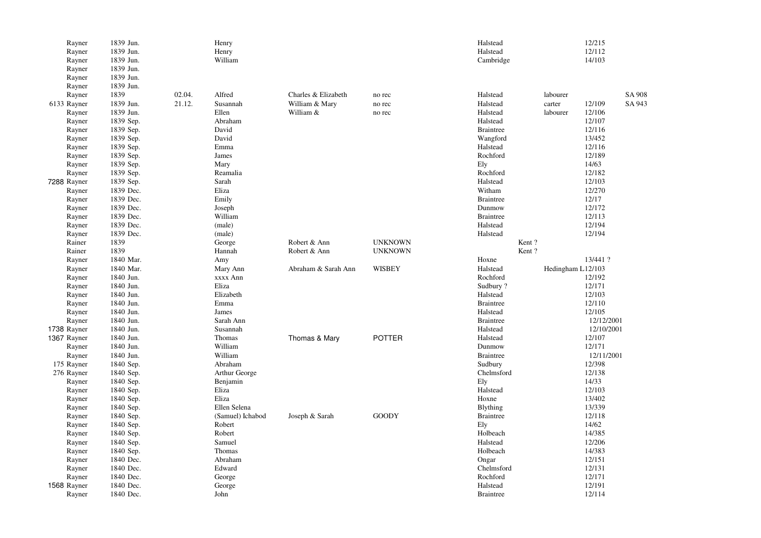| | | | | | | | | | | | |
|---|---|---|---|---|---|---|---|---|---|---|---|
| | Rayner | 1839 Jun. | | Henry | | | Halstead | | | 12/215 | |
| | Rayner | 1839 Jun. | | Henry | | | Halstead | | | 12/112 | |
| | Rayner | 1839 Jun. | | William | | | Cambridge | | | 14/103 | |
| | Rayner | 1839 Jun. | | | | | | | | | |
| | Rayner | 1839 Jun. | | | | | | | | | |
| | Rayner | 1839 Jun. | | | | | | | | | |
| | Rayner | 1839 | 02.04. | Alfred | Charles & Elizabeth | no rec | Halstead | | labourer | | SA 908 |
| 6133 | Rayner | 1839 Jun. | 21.12. | Susannah | William & Mary | no rec | Halstead | | carter | 12/109 | SA 943 |
| | Rayner | 1839 Jun. | | Ellen | William & | no rec | Halstead | | labourer | 12/106 | |
| | Rayner | 1839 Sep. | | Abraham | | | Halstead | | | 12/107 | |
| | Rayner | 1839 Sep. | | David | | | Braintree | | | 12/116 | |
| | Rayner | 1839 Sep. | | David | | | Wangford | | | 13/452 | |
| | Rayner | 1839 Sep. | | Emma | | | Halstead | | | 12/116 | |
| | Rayner | 1839 Sep. | | James | | | Rochford | | | 12/189 | |
| | Rayner | 1839 Sep. | | Mary | | | Ely | | | 14/63 | |
| | Rayner | 1839 Sep. | | Reamalia | | | Rochford | | | 12/182 | |
| 7288 | Rayner | 1839 Sep. | | Sarah | | | Halstead | | | 12/103 | |
| | Rayner | 1839 Dec. | | Eliza | | | Witham | | | 12/270 | |
| | Rayner | 1839 Dec. | | Emily | | | Braintree | | | 12/17 | |
| | Rayner | 1839 Dec. | | Joseph | | | Dunmow | | | 12/172 | |
| | Rayner | 1839 Dec. | | William | | | Braintree | | | 12/113 | |
| | Rayner | 1839 Dec. | | (male) | | | Halstead | | | 12/194 | |
| | Rayner | 1839 Dec. | | (male) | | | Halstead | | | 12/194 | |
| | Rainer | 1839 | | George | Robert & Ann | UNKNOWN | | Kent ? | | | |
| | Rainer | 1839 | | Hannah | Robert & Ann | UNKNOWN | | Kent ? | | | |
| | Rayner | 1840 Mar. | | Amy | | | Hoxne | | | 13/441 ? | |
| | Rayner | 1840 Mar. | | Mary Ann | Abraham & Sarah Ann | WISBEY | Halstead | | Hedingham L | 12/103 | |
| | Rayner | 1840 Jun. | | xxxx Ann | | | Rochford | | | 12/192 | |
| | Rayner | 1840 Jun. | | Eliza | | | Sudbury ? | | | 12/171 | |
| | Rayner | 1840 Jun. | | Elizabeth | | | Halstead | | | 12/103 | |
| | Rayner | 1840 Jun. | | Emma | | | Braintree | | | 12/110 | |
| | Rayner | 1840 Jun. | | James | | | Halstead | | | 12/105 | |
| | Rayner | 1840 Jun. | | Sarah Ann | | | Braintree | | | 12/12/2001 | |
| 1738 | Rayner | 1840 Jun. | | Susannah | | | Halstead | | | 12/10/2001 | |
| 1367 | Rayner | 1840 Jun. | | Thomas | Thomas & Mary | POTTER | Halstead | | | 12/107 | |
| | Rayner | 1840 Jun. | | William | | | Dunmow | | | 12/171 | |
| | Rayner | 1840 Jun. | | William | | | Braintree | | | 12/11/2001 | |
| 175 | Rayner | 1840 Sep. | | Abraham | | | Sudbury | | | 12/398 | |
| 276 | Rayner | 1840 Sep. | | Arthur George | | | Chelmsford | | | 12/138 | |
| | Rayner | 1840 Sep. | | Benjamin | | | Ely | | | 14/33 | |
| | Rayner | 1840 Sep. | | Eliza | | | Halstead | | | 12/103 | |
| | Rayner | 1840 Sep. | | Eliza | | | Hoxne | | | 13/402 | |
| | Rayner | 1840 Sep. | | Ellen Selena | | | Blything | | | 13/339 | |
| | Rayner | 1840 Sep. | | (Samuel) Ichabod | Joseph & Sarah | GOODY | Braintree | | | 12/118 | |
| | Rayner | 1840 Sep. | | Robert | | | Ely | | | 14/62 | |
| | Rayner | 1840 Sep. | | Robert | | | Holbeach | | | 14/385 | |
| | Rayner | 1840 Sep. | | Samuel | | | Halstead | | | 12/206 | |
| | Rayner | 1840 Sep. | | Thomas | | | Holbeach | | | 14/383 | |
| | Rayner | 1840 Dec. | | Abraham | | | Ongar | | | 12/151 | |
| | Rayner | 1840 Dec. | | Edward | | | Chelmsford | | | 12/131 | |
| | Rayner | 1840 Dec. | | George | | | Rochford | | | 12/171 | |
| 1568 | Rayner | 1840 Dec. | | George | | | Halstead | | | 12/191 | |
| | Rayner | 1840 Dec. | | John | | | Braintree | | | 12/114 | |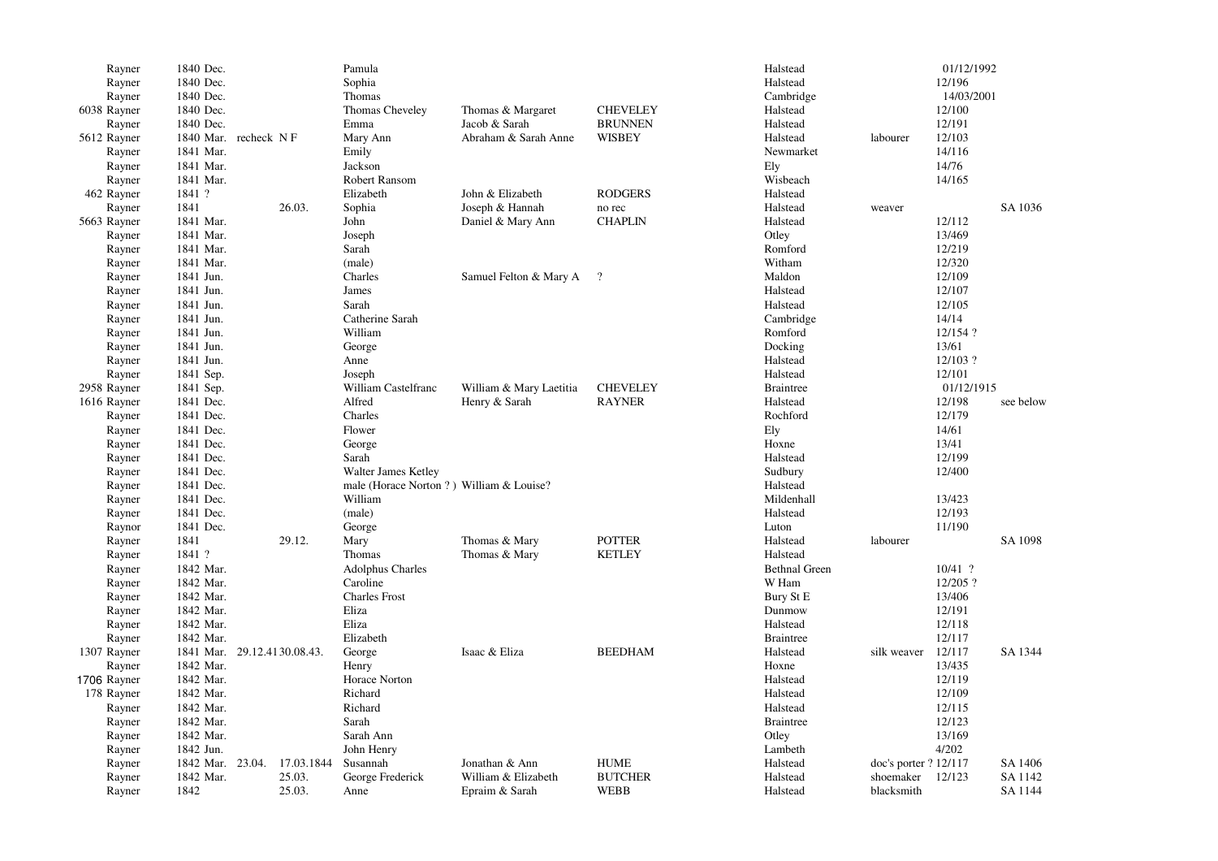| | | | | | | | | | | | | |
|---|---|---|---|---|---|---|---|---|---|---|---|---|
| | Rayner | 1840 Dec. | | | Pamula | | | Halstead | | 01/12/1992 | |
| | Rayner | 1840 Dec. | | | Sophia | | | Halstead | | 12/196 | |
| | Rayner | 1840 Dec. | | | Thomas | | | Cambridge | | 14/03/2001 | |
| 6038 | Rayner | 1840 Dec. | | | Thomas Cheveley | Thomas & Margaret | CHEVELEY | Halstead | | 12/100 | |
| | Rayner | 1840 Dec. | | | Emma | Jacob & Sarah | BRUNNEN | Halstead | | 12/191 | |
| 5612 | Rayner | 1840 Mar. | recheck N F | | Mary Ann | Abraham & Sarah Anne | WISBEY | Halstead | labourer | 12/103 | |
| | Rayner | 1841 Mar. | | | Emily | | | Newmarket | | 14/116 | |
| | Rayner | 1841 Mar. | | | Jackson | | | Ely | | 14/76 | |
| | Rayner | 1841 Mar. | | | Robert Ransom | | | Wisbeach | | 14/165 | |
| 462 | Rayner | 1841 ? | | | Elizabeth | John & Elizabeth | RODGERS | Halstead | | | |
| | Rayner | 1841 | | 26.03. | Sophia | Joseph & Hannah | no rec | Halstead | weaver | | SA 1036 |
| 5663 | Rayner | 1841 Mar. | | | John | Daniel & Mary Ann | CHAPLIN | Halstead | | 12/112 | |
| | Rayner | 1841 Mar. | | | Joseph | | | Otley | | 13/469 | |
| | Rayner | 1841 Mar. | | | Sarah | | | Romford | | 12/219 | |
| | Rayner | 1841 Mar. | | | (male) | | | Witham | | 12/320 | |
| | Rayner | 1841 Jun. | | | Charles | Samuel Felton & Mary A | ? | Maldon | | 12/109 | |
| | Rayner | 1841 Jun. | | | James | | | Halstead | | 12/107 | |
| | Rayner | 1841 Jun. | | | Sarah | | | Halstead | | 12/105 | |
| | Rayner | 1841 Jun. | | | Catherine Sarah | | | Cambridge | | 14/14 | |
| | Rayner | 1841 Jun. | | | William | | | Romford | | 12/154 ? | |
| | Rayner | 1841 Jun. | | | George | | | Docking | | 13/61 | |
| | Rayner | 1841 Jun. | | | Anne | | | Halstead | | 12/103 ? | |
| | Rayner | 1841 Sep. | | | Joseph | | | Halstead | | 12/101 | |
| 2958 | Rayner | 1841 Sep. | | | William Castelfranc | William & Mary Laetitia | CHEVELEY | Braintree | | 01/12/1915 | |
| 1616 | Rayner | 1841 Dec. | | | Alfred | Henry & Sarah | RAYNER | Halstead | | 12/198 | see below |
| | Rayner | 1841 Dec. | | | Charles | | | Rochford | | 12/179 | |
| | Rayner | 1841 Dec. | | | Flower | | | Ely | | 14/61 | |
| | Rayner | 1841 Dec. | | | George | | | Hoxne | | 13/41 | |
| | Rayner | 1841 Dec. | | | Sarah | | | Halstead | | 12/199 | |
| | Rayner | 1841 Dec. | | | Walter James Ketley | | | Sudbury | | 12/400 | |
| | Rayner | 1841 Dec. | | | male (Horace Norton ? ) | William & Louise? | | Halstead | | | |
| | Rayner | 1841 Dec. | | | William | | | Mildenhall | | 13/423 | |
| | Rayner | 1841 Dec. | | | (male) | | | Halstead | | 12/193 | |
| | Raynor | 1841 Dec. | | | George | | | Luton | | 11/190 | |
| | Rayner | 1841 | | 29.12. | Mary | Thomas & Mary | POTTER | Halstead | labourer | | SA 1098 |
| | Rayner | 1841 ? | | | Thomas | Thomas & Mary | KETLEY | Halstead | | | |
| | Rayner | 1842 Mar. | | | Adolphus Charles | | | Bethnal Green | | 10/41 ? | |
| | Rayner | 1842 Mar. | | | Caroline | | | W Ham | | 12/205 ? | |
| | Rayner | 1842 Mar. | | | Charles Frost | | | Bury St E | | 13/406 | |
| | Rayner | 1842 Mar. | | | Eliza | | | Dunmow | | 12/191 | |
| | Rayner | 1842 Mar. | | | Eliza | | | Halstead | | 12/118 | |
| | Rayner | 1842 Mar. | | | Elizabeth | | | Braintree | | 12/117 | |
| 1307 | Rayner | 1841 Mar. | 29.12.41 | 30.08.43. | George | Isaac & Eliza | BEEDHAM | Halstead | silk weaver | 12/117 | SA 1344 |
| | Rayner | 1842 Mar. | | | Henry | | | Hoxne | | 13/435 | |
| 1706 | Rayner | 1842 Mar. | | | Horace Norton | | | Halstead | | 12/119 | |
| 178 | Rayner | 1842 Mar. | | | Richard | | | Halstead | | 12/109 | |
| | Rayner | 1842 Mar. | | | Richard | | | Halstead | | 12/115 | |
| | Rayner | 1842 Mar. | | | Sarah | | | Braintree | | 12/123 | |
| | Rayner | 1842 Mar. | | | Sarah Ann | | | Otley | | 13/169 | |
| | Rayner | 1842 Jun. | | | John Henry | | | Lambeth | | 4/202 | |
| | Rayner | 1842 Mar. | 23.04. | 17.03.1844 | Susannah | Jonathan & Ann | HUME | Halstead | doc's porter ? | 12/117 | SA 1406 |
| | Rayner | 1842 Mar. | | 25.03. | George Frederick | William & Elizabeth | BUTCHER | Halstead | shoemaker | 12/123 | SA 1142 |
| | Rayner | 1842 | | 25.03. | Anne | Epraim & Sarah | WEBB | Halstead | blacksmith | | SA 1144 |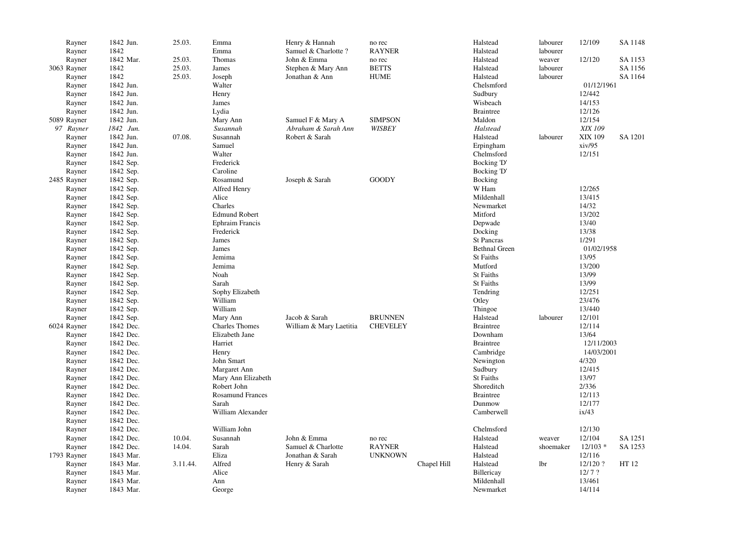| | | | | | | | | | | | |
|---|---|---|---|---|---|---|---|---|---|---|---|
| | Rayner | 1842 Jun. | 25.03. | Emma | Henry & Hannah | no rec | | Halstead | labourer | 12/109 | SA 1148 |
| | Rayner | 1842 | | Emma | Samuel & Charlotte ? | RAYNER | | Halstead | labourer | | |
| | Rayner | 1842 Mar. | 25.03. | Thomas | John & Emma | no rec | | Halstead | weaver | 12/120 | SA 1153 |
| 3063 | Rayner | 1842 | 25.03. | James | Stephen & Mary Ann | BETTS | | Halstead | labourer | | SA 1156 |
| | Rayner | 1842 | 25.03. | Joseph | Jonathan & Ann | HUME | | Halstead | labourer | | SA 1164 |
| | Rayner | 1842 Jun. | | Walter | | | | Chelsmford | | 01/12/1961 | |
| | Rayner | 1842 Jun. | | Henry | | | | Sudbury | | 12/442 | |
| | Rayner | 1842 Jun. | | James | | | | Wisbeach | | 14/153 | |
| | Rayner | 1842 Jun. | | Lydia | | | | Braintree | | 12/126 | |
| 5089 | Rayner | 1842 Jun. | | Mary Ann | Samuel F & Mary A | SIMPSON | | Maldon | | 12/154 | |
| *97* | *Rayner* | *1842 Jun.* | | *Susannah* | *Abraham & Sarah Ann* | *WISBEY* | | *Halstead* | | *XIX 109* | |
| | Rayner | 1842 Jun. | 07.08. | Susannah | Robert & Sarah | | | Halstead | labourer | XIX 109 | SA 1201 |
| | Rayner | 1842 Jun. | | Samuel | | | | Erpingham | | xiv/95 | |
| | Rayner | 1842 Jun. | | Walter | | | | Chelmsford | | 12/151 | |
| | Rayner | 1842 Sep. | | Frederick | | | | Bocking 'D' | | | |
| | Rayner | 1842 Sep. | | Caroline | | | | Bocking 'D' | | | |
| 2485 | Rayner | 1842 Sep. | | Rosamund | Joseph & Sarah | GOODY | | Bocking | | | |
| | Rayner | 1842 Sep. | | Alfred Henry | | | | W Ham | | 12/265 | |
| | Rayner | 1842 Sep. | | Alice | | | | Mildenhall | | 13/415 | |
| | Rayner | 1842 Sep. | | Charles | | | | Newmarket | | 14/32 | |
| | Rayner | 1842 Sep. | | Edmund Robert | | | | Mitford | | 13/202 | |
| | Rayner | 1842 Sep. | | Ephraim Francis | | | | Depwade | | 13/40 | |
| | Rayner | 1842 Sep. | | Frederick | | | | Docking | | 13/38 | |
| | Rayner | 1842 Sep. | | James | | | | St Pancras | | 1/291 | |
| | Rayner | 1842 Sep. | | James | | | | Bethnal Green | | 01/02/1958 | |
| | Rayner | 1842 Sep. | | Jemima | | | | St Faiths | | 13/95 | |
| | Rayner | 1842 Sep. | | Jemima | | | | Mutford | | 13/200 | |
| | Rayner | 1842 Sep. | | Noah | | | | St Faiths | | 13/99 | |
| | Rayner | 1842 Sep. | | Sarah | | | | St Faiths | | 13/99 | |
| | Rayner | 1842 Sep. | | Sophy Elizabeth | | | | Tendring | | 12/251 | |
| | Rayner | 1842 Sep. | | William | | | | Otley | | 23/476 | |
| | Rayner | 1842 Sep. | | William | | | | Thingoe | | 13/440 | |
| | Rayner | 1842 Sep. | | Mary Ann | Jacob & Sarah | BRUNNEN | | Halstead | labourer | 12/101 | |
| 6024 | Rayner | 1842 Dec. | | Charles Thomes | William & Mary Laetitia | CHEVELEY | | Braintree | | 12/114 | |
| | Rayner | 1842 Dec. | | Elizabeth Jane | | | | Downham | | 13/64 | |
| | Rayner | 1842 Dec. | | Harriet | | | | Braintree | | 12/11/2003 | |
| | Rayner | 1842 Dec. | | Henry | | | | Cambridge | | 14/03/2001 | |
| | Rayner | 1842 Dec. | | John Smart | | | | Newington | | 4/320 | |
| | Rayner | 1842 Dec. | | Margaret Ann | | | | Sudbury | | 12/415 | |
| | Rayner | 1842 Dec. | | Mary Ann Elizabeth | | | | St Faiths | | 13/97 | |
| | Rayner | 1842 Dec. | | Robert John | | | | Shoreditch | | 2/336 | |
| | Rayner | 1842 Dec. | | Rosamund Frances | | | | Braintree | | 12/113 | |
| | Rayner | 1842 Dec. | | Sarah | | | | Dunmow | | 12/177 | |
| | Rayner | 1842 Dec. | | William Alexander | | | | Camberwell | | ix/43 | |
| | Rayner | 1842 Dec. | | | | | | | | | |
| | Rayner | 1842 Dec. | | William John | | | | Chelmsford | | 12/130 | |
| | Rayner | 1842 Dec. | 10.04. | Susannah | John & Emma | no rec | | Halstead | weaver | 12/104 | SA 1251 |
| | Rayner | 1842 Dec. | 14.04. | Sarah | Samuel & Charlotte | RAYNER | | Halstead | shoemaker | 12/103 * | SA 1253 |
| 1793 | Rayner | 1843 Mar. | | Eliza | Jonathan & Sarah | UNKNOWN | | Halstead | | 12/116 | |
| | Rayner | 1843 Mar. | 3.11.44. | Alfred | Henry & Sarah | | Chapel Hill | Halstead | lbr | 12/120 ? | HT 12 |
| | Rayner | 1843 Mar. | | Alice | | | | Billericay | | 12/ 7 ? | |
| | Rayner | 1843 Mar. | | Ann | | | | Mildenhall | | 13/461 | |
| | Rayner | 1843 Mar. | | George | | | | Newmarket | | 14/114 | |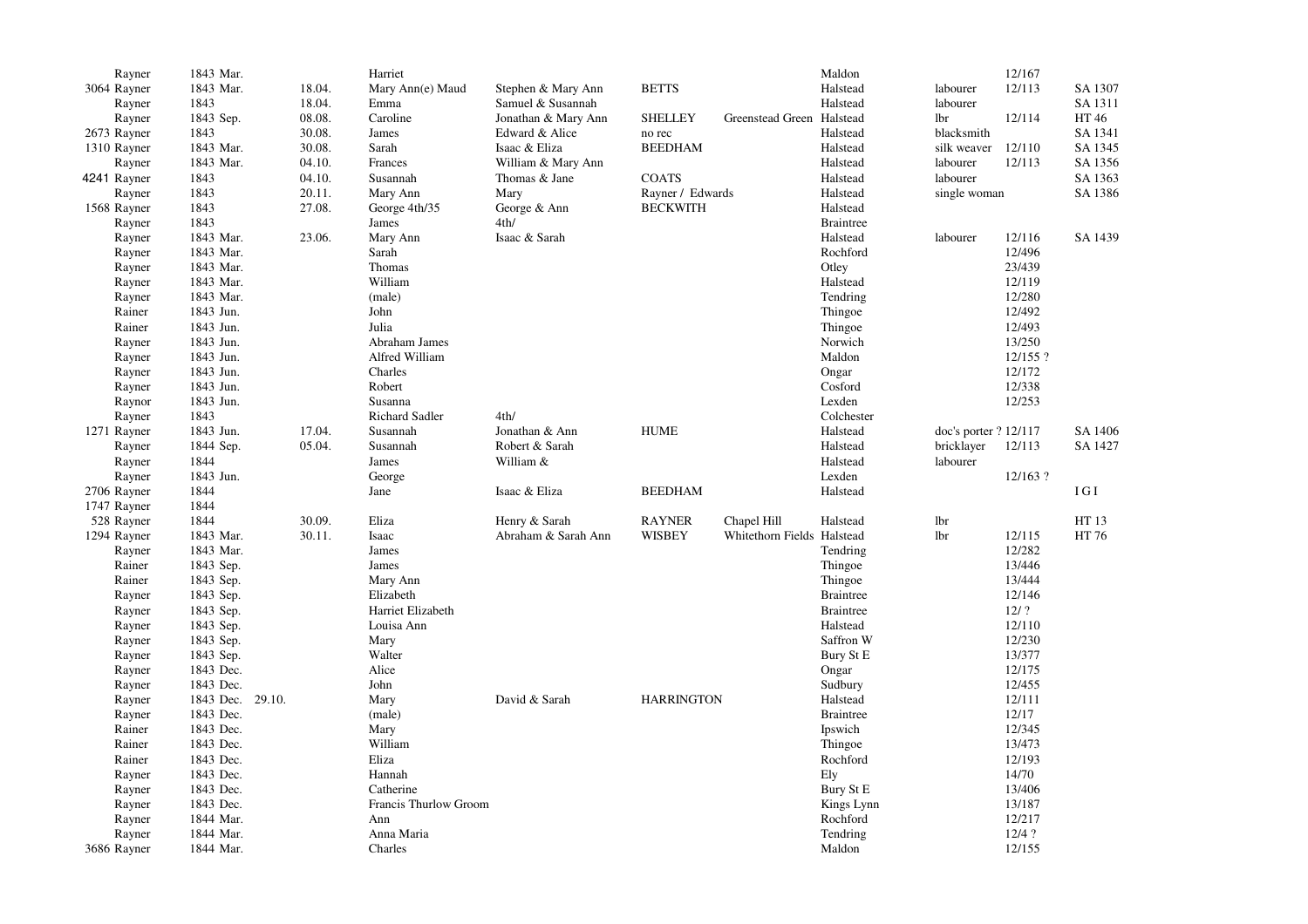| | | | | | | | | | | | |
|---|---|---|---|---|---|---|---|---|---|---|---|
| | Rayner | 1843 Mar. | | Harriet | | | | Maldon | | 12/167 | |
| 3064 | Rayner | 1843 Mar. | 18.04. | Mary Ann(e) Maud | Stephen & Mary Ann | BETTS | | Halstead | labourer | 12/113 | SA 1307 |
| | Rayner | 1843 | 18.04. | Emma | Samuel & Susannah | | | Halstead | labourer | | SA 1311 |
| | Rayner | 1843 Sep. | 08.08. | Caroline | Jonathan & Mary Ann | SHELLEY | Greenstead Green | Halstead | lbr | 12/114 | HT 46 |
| 2673 | Rayner | 1843 | 30.08. | James | Edward & Alice | no rec | | Halstead | blacksmith | | SA 1341 |
| 1310 | Rayner | 1843 Mar. | 30.08. | Sarah | Isaac & Eliza | BEEDHAM | | Halstead | silk weaver | 12/110 | SA 1345 |
| | Rayner | 1843 Mar. | 04.10. | Frances | William & Mary Ann | | | Halstead | labourer | 12/113 | SA 1356 |
| 4241 | Rayner | 1843 | 04.10. | Susannah | Thomas & Jane | COATS | | Halstead | labourer | | SA 1363 |
| | Rayner | 1843 | 20.11. | Mary Ann | Mary | Rayner / Edwards | | Halstead | single woman | | SA 1386 |
| 1568 | Rayner | 1843 | 27.08. | George 4th/35 | George & Ann | BECKWITH | | Halstead | | | |
| | Rayner | 1843 | | James | 4th/ | | | Braintree | | | |
| | Rayner | 1843 Mar. | 23.06. | Mary Ann | Isaac & Sarah | | | Halstead | labourer | 12/116 | SA 1439 |
| | Rayner | 1843 Mar. | | Sarah | | | | Rochford | | 12/496 | |
| | Rayner | 1843 Mar. | | Thomas | | | | Otley | | 23/439 | |
| | Rayner | 1843 Mar. | | William | | | | Halstead | | 12/119 | |
| | Rayner | 1843 Mar. | | (male) | | | | Tendring | | 12/280 | |
| | Rainer | 1843 Jun. | | John | | | | Thingoe | | 12/492 | |
| | Rainer | 1843 Jun. | | Julia | | | | Thingoe | | 12/493 | |
| | Rayner | 1843 Jun. | | Abraham James | | | | Norwich | | 13/250 | |
| | Rayner | 1843 Jun. | | Alfred William | | | | Maldon | | 12/155 ? | |
| | Rayner | 1843 Jun. | | Charles | | | | Ongar | | 12/172 | |
| | Rayner | 1843 Jun. | | Robert | | | | Cosford | | 12/338 | |
| | Raynor | 1843 Jun. | | Susanna | | | | Lexden | | 12/253 | |
| | Rayner | 1843 | | Richard Sadler | 4th/ | | | Colchester | | | |
| 1271 | Rayner | 1843 Jun. | 17.04. | Susannah | Jonathan & Ann | HUME | | Halstead | doc's porter ? | 12/117 | SA 1406 |
| | Rayner | 1844 Sep. | 05.04. | Susannah | Robert & Sarah | | | Halstead | bricklayer | 12/113 | SA 1427 |
| | Rayner | 1844 | | James | William & | | | Halstead | labourer | | |
| | Rayner | 1843 Jun. | | George | | | | Lexden | | 12/163 ? | |
| 2706 | Rayner | 1844 | | Jane | Isaac & Eliza | BEEDHAM | | Halstead | | | I G I |
| 1747 | Rayner | 1844 | | | | | | | | | |
| 528 | Rayner | 1844 | 30.09. | Eliza | Henry & Sarah | RAYNER | Chapel Hill | Halstead | lbr | | HT 13 |
| 1294 | Rayner | 1843 Mar. | 30.11. | Isaac | Abraham & Sarah Ann | WISBEY | Whitethorn Fields | Halstead | lbr | 12/115 | HT 76 |
| | Rayner | 1843 Mar. | | James | | | | Tendring | | 12/282 | |
| | Rainer | 1843 Sep. | | James | | | | Thingoe | | 13/446 | |
| | Rainer | 1843 Sep. | | Mary Ann | | | | Thingoe | | 13/444 | |
| | Rayner | 1843 Sep. | | Elizabeth | | | | Braintree | | 12/146 | |
| | Rayner | 1843 Sep. | | Harriet Elizabeth | | | | Braintree | | 12/ ? | |
| | Rayner | 1843 Sep. | | Louisa Ann | | | | Halstead | | 12/110 | |
| | Rayner | 1843 Sep. | | Mary | | | | Saffron W | | 12/230 | |
| | Rayner | 1843 Sep. | | Walter | | | | Bury St E | | 13/377 | |
| | Rayner | 1843 Dec. | | Alice | | | | Ongar | | 12/175 | |
| | Rayner | 1843 Dec. | | John | | | | Sudbury | | 12/455 | |
| | Rayner | 1843 Dec. 29.10. | | Mary | David & Sarah | HARRINGTON | | Halstead | | 12/111 | |
| | Rayner | 1843 Dec. | | (male) | | | | Braintree | | 12/17 | |
| | Rainer | 1843 Dec. | | Mary | | | | Ipswich | | 12/345 | |
| | Rainer | 1843 Dec. | | William | | | | Thingoe | | 13/473 | |
| | Rainer | 1843 Dec. | | Eliza | | | | Rochford | | 12/193 | |
| | Rayner | 1843 Dec. | | Hannah | | | | Ely | | 14/70 | |
| | Rayner | 1843 Dec. | | Catherine | | | | Bury St E | | 13/406 | |
| | Rayner | 1843 Dec. | | Francis Thurlow Groom | | | | Kings Lynn | | 13/187 | |
| | Rayner | 1844 Mar. | | Ann | | | | Rochford | | 12/217 | |
| | Rayner | 1844 Mar. | | Anna Maria | | | | Tendring | | 12/4 ? | |
| 3686 | Rayner | 1844 Mar. | | Charles | | | | Maldon | | 12/155 | |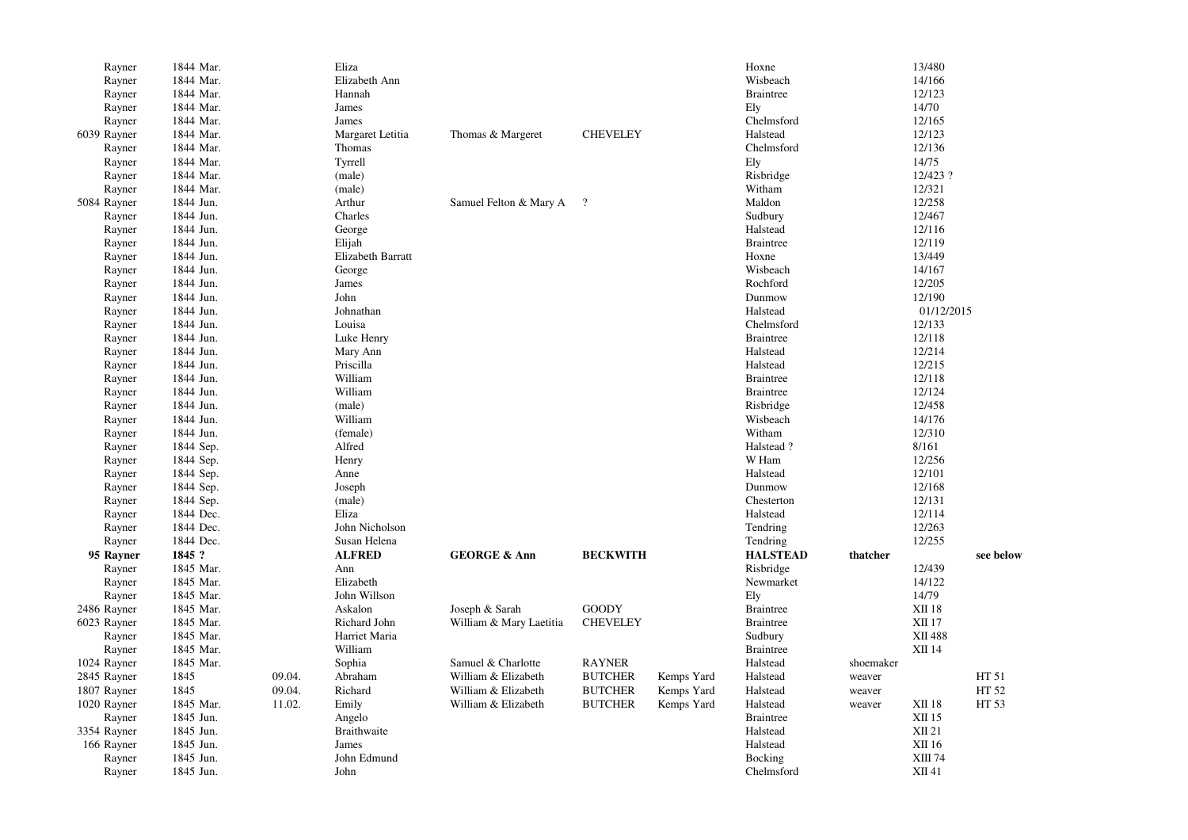| | | | | | | | | | | |
|---|---|---|---|---|---|---|---|---|---|---|
| Rayner | 1844 Mar. | | Eliza | | | | Hoxne | | 13/480 | |
| Rayner | 1844 Mar. | | Elizabeth Ann | | | | Wisbeach | | 14/166 | |
| Rayner | 1844 Mar. | | Hannah | | | | Braintree | | 12/123 | |
| Rayner | 1844 Mar. | | James | | | | Ely | | 14/70 | |
| Rayner | 1844 Mar. | | James | | | | Chelmsford | | 12/165 | |
| 6039 Rayner | 1844 Mar. | | Margaret Letitia | Thomas & Margeret | CHEVELEY | | Halstead | | 12/123 | |
| Rayner | 1844 Mar. | | Thomas | | | | Chelmsford | | 12/136 | |
| Rayner | 1844 Mar. | | Tyrrell | | | | Ely | | 14/75 | |
| Rayner | 1844 Mar. | | (male) | | | | Risbridge | | 12/423 ? | |
| Rayner | 1844 Mar. | | (male) | | | | Witham | | 12/321 | |
| 5084 Rayner | 1844 Jun. | | Arthur | Samuel Felton & Mary A | ? | | Maldon | | 12/258 | |
| Rayner | 1844 Jun. | | Charles | | | | Sudbury | | 12/467 | |
| Rayner | 1844 Jun. | | George | | | | Halstead | | 12/116 | |
| Rayner | 1844 Jun. | | Elijah | | | | Braintree | | 12/119 | |
| Rayner | 1844 Jun. | | Elizabeth Barratt | | | | Hoxne | | 13/449 | |
| Rayner | 1844 Jun. | | George | | | | Wisbeach | | 14/167 | |
| Rayner | 1844 Jun. | | James | | | | Rochford | | 12/205 | |
| Rayner | 1844 Jun. | | John | | | | Dunmow | | 12/190 | |
| Rayner | 1844 Jun. | | Johnathan | | | | Halstead | | 01/12/2015 | |
| Rayner | 1844 Jun. | | Louisa | | | | Chelmsford | | 12/133 | |
| Rayner | 1844 Jun. | | Luke Henry | | | | Braintree | | 12/118 | |
| Rayner | 1844 Jun. | | Mary Ann | | | | Halstead | | 12/214 | |
| Rayner | 1844 Jun. | | Priscilla | | | | Halstead | | 12/215 | |
| Rayner | 1844 Jun. | | William | | | | Braintree | | 12/118 | |
| Rayner | 1844 Jun. | | William | | | | Braintree | | 12/124 | |
| Rayner | 1844 Jun. | | (male) | | | | Risbridge | | 12/458 | |
| Rayner | 1844 Jun. | | William | | | | Wisbeach | | 14/176 | |
| Rayner | 1844 Jun. | | (female) | | | | Witham | | 12/310 | |
| Rayner | 1844 Sep. | | Alfred | | | | Halstead ? | | 8/161 | |
| Rayner | 1844 Sep. | | Henry | | | | W Ham | | 12/256 | |
| Rayner | 1844 Sep. | | Anne | | | | Halstead | | 12/101 | |
| Rayner | 1844 Sep. | | Joseph | | | | Dunmow | | 12/168 | |
| Rayner | 1844 Sep. | | (male) | | | | Chesterton | | 12/131 | |
| Rayner | 1844 Dec. | | Eliza | | | | Halstead | | 12/114 | |
| Rayner | 1844 Dec. | | John Nicholson | | | | Tendring | | 12/263 | |
| Rayner | 1844 Dec. | | Susan Helena | | | | Tendring | | 12/255 | |
| **95 Rayner** | **1845 ?** | | **ALFRED** | **GEORGE & Ann** | **BECKWITH** | | **HALSTEAD** | **thatcher** | | **see below** |
| Rayner | 1845 Mar. | | Ann | | | | Risbridge | | 12/439 | |
| Rayner | 1845 Mar. | | Elizabeth | | | | Newmarket | | 14/122 | |
| Rayner | 1845 Mar. | | John Willson | | | | Ely | | 14/79 | |
| 2486 Rayner | 1845 Mar. | | Askalon | Joseph & Sarah | GOODY | | Braintree | | XII 18 | |
| 6023 Rayner | 1845 Mar. | | Richard John | William & Mary Laetitia | CHEVELEY | | Braintree | | XII 17 | |
| Rayner | 1845 Mar. | | Harriet Maria | | | | Sudbury | | XII 488 | |
| Rayner | 1845 Mar. | | William | | | | Braintree | | XII 14 | |
| 1024 Rayner | 1845 Mar. | | Sophia | Samuel & Charlotte | RAYNER | | Halstead | shoemaker | | |
| 2845 Rayner | 1845 | 09.04. | Abraham | William & Elizabeth | BUTCHER | Kemps Yard | Halstead | weaver | | HT 51 |
| 1807 Rayner | 1845 | 09.04. | Richard | William & Elizabeth | BUTCHER | Kemps Yard | Halstead | weaver | | HT 52 |
| 1020 Rayner | 1845 Mar. | 11.02. | Emily | William & Elizabeth | BUTCHER | Kemps Yard | Halstead | weaver | XII 18 | HT 53 |
| Rayner | 1845 Jun. | | Angelo | | | | Braintree | | XII 15 | |
| 3354 Rayner | 1845 Jun. | | Braithwaite | | | | Halstead | | XII 21 | |
| 166 Rayner | 1845 Jun. | | James | | | | Halstead | | XII 16 | |
| Rayner | 1845 Jun. | | John Edmund | | | | Bocking | | XIII 74 | |
| Rayner | 1845 Jun. | | John | | | | Chelmsford | | XII 41 | |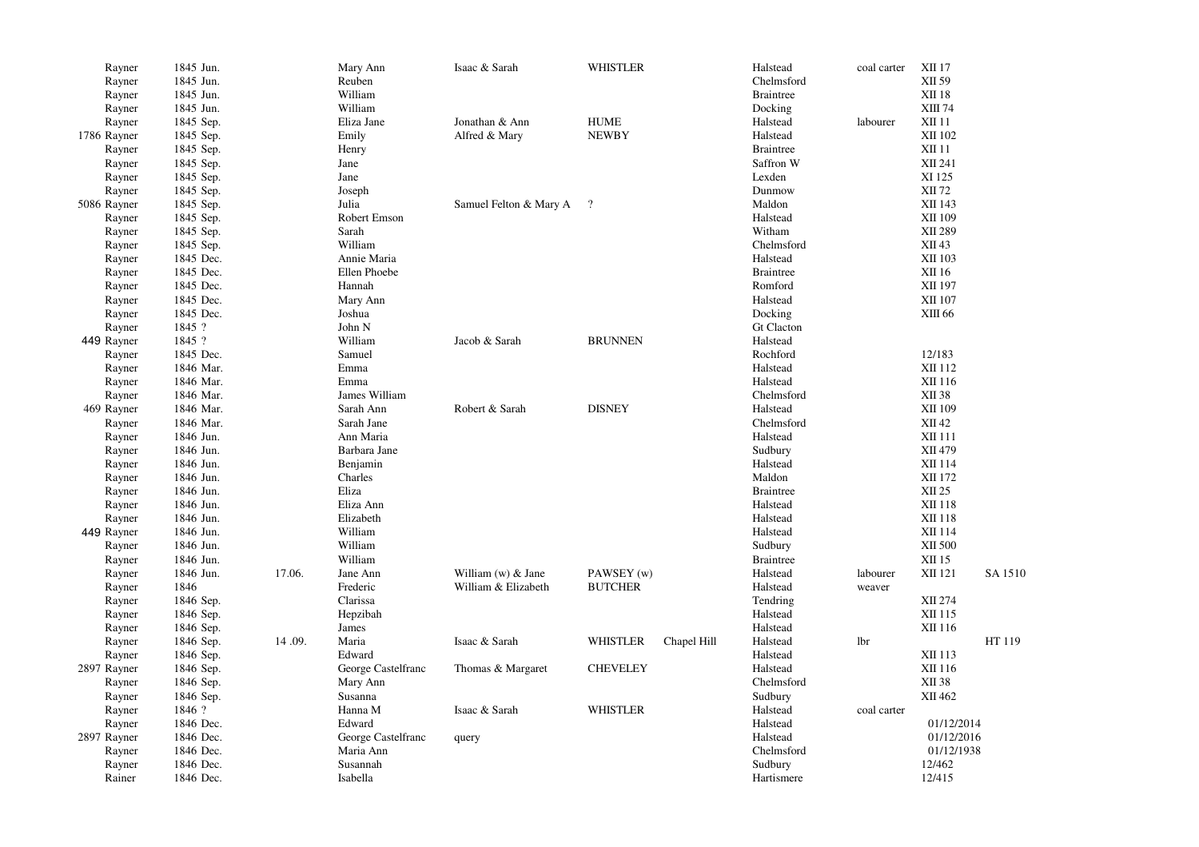| | | | | | | | | | | | |
|---|---|---|---|---|---|---|---|---|---|---|---|
| | Rayner | 1845 Jun. | | Mary Ann | Isaac & Sarah | WHISTLER | | Halstead | coal carter | XII 17 | |
| | Rayner | 1845 Jun. | | Reuben | | | | Chelmsford | | XII 59 | |
| | Rayner | 1845 Jun. | | William | | | | Braintree | | XII 18 | |
| | Rayner | 1845 Jun. | | William | | | | Docking | | XIII 74 | |
| | Rayner | 1845 Sep. | | Eliza Jane | Jonathan & Ann | HUME | | Halstead | labourer | XII 11 | |
| 1786 | Rayner | 1845 Sep. | | Emily | Alfred & Mary | NEWBY | | Halstead | | XII 102 | |
| | Rayner | 1845 Sep. | | Henry | | | | Braintree | | XII 11 | |
| | Rayner | 1845 Sep. | | Jane | | | | Saffron W | | XII 241 | |
| | Rayner | 1845 Sep. | | Jane | | | | Lexden | | XI 125 | |
| | Rayner | 1845 Sep. | | Joseph | | | | Dunmow | | XII 72 | |
| 5086 | Rayner | 1845 Sep. | | Julia | Samuel Felton & Mary A | ? | | Maldon | | XII 143 | |
| | Rayner | 1845 Sep. | | Robert Emson | | | | Halstead | | XII 109 | |
| | Rayner | 1845 Sep. | | Sarah | | | | Witham | | XII 289 | |
| | Rayner | 1845 Sep. | | William | | | | Chelmsford | | XII 43 | |
| | Rayner | 1845 Dec. | | Annie Maria | | | | Halstead | | XII 103 | |
| | Rayner | 1845 Dec. | | Ellen Phoebe | | | | Braintree | | XII 16 | |
| | Rayner | 1845 Dec. | | Hannah | | | | Romford | | XII 197 | |
| | Rayner | 1845 Dec. | | Mary Ann | | | | Halstead | | XII 107 | |
| | Rayner | 1845 Dec. | | Joshua | | | | Docking | | XIII 66 | |
| | Rayner | 1845 ? | | John N | | | | Gt Clacton | | | |
| 449 | Rayner | 1845 ? | | William | Jacob & Sarah | BRUNNEN | | Halstead | | | |
| | Rayner | 1845 Dec. | | Samuel | | | | Rochford | | 12/183 | |
| | Rayner | 1846 Mar. | | Emma | | | | Halstead | | XII 112 | |
| | Rayner | 1846 Mar. | | Emma | | | | Halstead | | XII 116 | |
| | Rayner | 1846 Mar. | | James William | | | | Chelmsford | | XII 38 | |
| 469 | Rayner | 1846 Mar. | | Sarah Ann | Robert & Sarah | DISNEY | | Halstead | | XII 109 | |
| | Rayner | 1846 Mar. | | Sarah Jane | | | | Chelmsford | | XII 42 | |
| | Rayner | 1846 Jun. | | Ann Maria | | | | Halstead | | XII 111 | |
| | Rayner | 1846 Jun. | | Barbara Jane | | | | Sudbury | | XII 479 | |
| | Rayner | 1846 Jun. | | Benjamin | | | | Halstead | | XII 114 | |
| | Rayner | 1846 Jun. | | Charles | | | | Maldon | | XII 172 | |
| | Rayner | 1846 Jun. | | Eliza | | | | Braintree | | XII 25 | |
| | Rayner | 1846 Jun. | | Eliza Ann | | | | Halstead | | XII 118 | |
| | Rayner | 1846 Jun. | | Elizabeth | | | | Halstead | | XII 118 | |
| 449 | Rayner | 1846 Jun. | | William | | | | Halstead | | XII 114 | |
| | Rayner | 1846 Jun. | | William | | | | Sudbury | | XII 500 | |
| | Rayner | 1846 Jun. | | William | | | | Braintree | | XII 15 | |
| | Rayner | 1846 Jun. | 17.06. | Jane Ann | William (w) & Jane | PAWSEY (w) | | Halstead | labourer | XII 121 | SA 1510 |
| | Rayner | 1846 | | Frederic | William & Elizabeth | BUTCHER | | Halstead | weaver | | |
| | Rayner | 1846 Sep. | | Clarissa | | | | Tendring | | XII 274 | |
| | Rayner | 1846 Sep. | | Hepzibah | | | | Halstead | | XII 115 | |
| | Rayner | 1846 Sep. | | James | | | | Halstead | | XII 116 | |
| | Rayner | 1846 Sep. | 14 .09. | Maria | Isaac & Sarah | WHISTLER | Chapel Hill | Halstead | lbr | | HT 119 |
| | Rayner | 1846 Sep. | | Edward | | | | Halstead | | XII 113 | |
| 2897 | Rayner | 1846 Sep. | | George Castelfranc | Thomas & Margaret | CHEVELEY | | Halstead | | XII 116 | |
| | Rayner | 1846 Sep. | | Mary Ann | | | | Chelmsford | | XII 38 | |
| | Rayner | 1846 Sep. | | Susanna | | | | Sudbury | | XII 462 | |
| | Rayner | 1846 ? | | Hanna M | Isaac & Sarah | WHISTLER | | Halstead | coal carter | | |
| | Rayner | 1846 Dec. | | Edward | | | | Halstead | | 01/12/2014 | |
| 2897 | Rayner | 1846 Dec. | | George Castelfranc | query | | | Halstead | | 01/12/2016 | |
| | Rayner | 1846 Dec. | | Maria Ann | | | | Chelmsford | | 01/12/1938 | |
| | Rayner | 1846 Dec. | | Susannah | | | | Sudbury | | 12/462 | |
| | Rainer | 1846 Dec. | | Isabella | | | | Hartismere | | 12/415 | |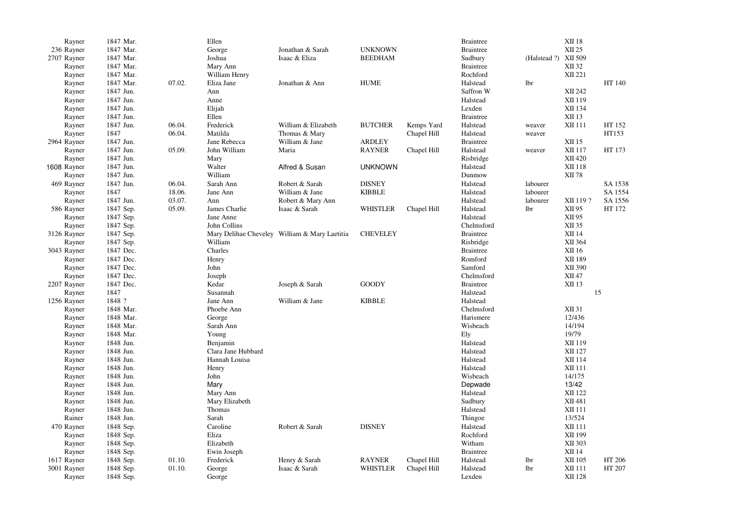| | | | | | | | | | | | |
|---|---|---|---|---|---|---|---|---|---|---|---|
| | Rayner | 1847 Mar. | | Ellen | | | | Braintree | | XII 18 | |
| 236 | Rayner | 1847 Mar. | | George | Jonathan & Sarah | UNKNOWN | | Braintree | | XII 25 | |
| 2707 | Rayner | 1847 Mar. | | Joshua | Isaac & Eliza | BEEDHAM | | Sudbury | (Halstead ?) | XII 509 | |
| | Rayner | 1847 Mar. | | Mary Ann | | | | Braintree | | XII 32 | |
| | Rayner | 1847 Mar. | | William Henry | | | | Rochford | | XII 221 | |
| | Rayner | 1847 Mar. | 07.02. | Eliza Jane | Jonathan & Ann | HUME | | Halstead | lbr | | HT 140 |
| | Rayner | 1847 Jun. | | Ann | | | | Saffron W | | XII 242 | |
| | Rayner | 1847 Jun. | | Anne | | | | Halstead | | XII 119 | |
| | Rayner | 1847 Jun. | | Elijah | | | | Lexden | | XII 134 | |
| | Rayner | 1847 Jun. | | Ellen | | | | Braintree | | XII 13 | |
| | Rayner | 1847 Jun. | 06.04. | Frederick | William & Elizabeth | BUTCHER | Kemps Yard | Halstead | weaver | XII 111 | HT 152 |
| | Rayner | 1847 | 06.04. | Matilda | Thomas & Mary | | Chapel Hill | Halstead | weaver | | HT153 |
| 2964 | Rayner | 1847 Jun. | | Jane Rebecca | William & Jane | ARDLEY | | Braintree | | XII 15 | |
| | Rayner | 1847 Jun. | 05.09. | John William | Maria | RAYNER | Chapel Hill | Halstead | weaver | XII 117 | HT 173 |
| | Rayner | 1847 Jun. | | Mary | | | | Risbridge | | XII 420 | |
| 1608 | Rayner | 1847 Jun. | | Walter | Alfred & Susan | UNKNOWN | | Halstead | | XII 118 | |
| | Rayner | 1847 Jun. | | William | | | | Dunmow | | XII 78 | |
| 469 | Rayner | 1847 Jun. | 06.04. | Sarah Ann | Robert & Sarah | DISNEY | | Halstead | labourer | | SA 1538 |
| | Rayner | 1847 | 18.06. | Jane Ann | William & Jane | KIBBLE | | Halstead | labourer | | SA 1554 |
| | Rayner | 1847 Jun. | 03.07. | Ann | Robert & Mary Ann | | | Halstead | labourer | XII 119 ? | SA 1556 |
| 586 | Rayner | 1847 Sep. | 05.09. | James Charlie | Isaac & Sarah | WHISTLER | Chapel Hill | Halstead | lbr | XII 95 | HT 172 |
| | Rayner | 1847 Sep. | | Jane Anne | | | | Halstead | | XII 95 | |
| | Rayner | 1847 Sep. | | John Collins | | | | Chelmsford | | XII 35 | |
| 3126 | Rayner | 1847 Sep. | | Mary Delihae Cheveley | William & Mary Laetitia | CHEVELEY | | Braintree | | XII 14 | |
| | Rayner | 1847 Sep. | | William | | | | Risbridge | | XII 364 | |
| 3043 | Rayner | 1847 Dec. | | Charles | | | | Braintree | | XII 16 | |
| | Rayner | 1847 Dec. | | Henry | | | | Romford | | XII 189 | |
| | Rayner | 1847 Dec. | | John | | | | Samford | | XII 390 | |
| | Rayner | 1847 Dec. | | Joseph | | | | Chelmsford | | XII 47 | |
| 2207 | Rayner | 1847 Dec. | | Kedar | Joseph & Sarah | GOODY | | Braintree | | XII 13 | |
| | Rayner | 1847 | | Susannah | | | | Halstead | | | 15 |
| 1256 | Rayner | 1848 ? | | Jane Ann | William & Jane | KIBBLE | | Halstead | | | |
| | Rayner | 1848 Mar. | | Phoebe Ann | | | | Chelmsford | | XII 31 | |
| | Rayner | 1848 Mar. | | George | | | | Harismere | | 12/436 | |
| | Rayner | 1848 Mar. | | Sarah Ann | | | | Wisbeach | | 14/194 | |
| | Rayner | 1848 Mar. | | Young | | | | Ely | | 19/79 | |
| | Rayner | 1848 Jun. | | Benjamin | | | | Halstead | | XII 119 | |
| | Rayner | 1848 Jun. | | Clara Jane Hubbard | | | | Halstead | | XII 127 | |
| | Rayner | 1848 Jun. | | Hannah Louisa | | | | Halstead | | XII 114 | |
| | Rayner | 1848 Jun. | | Henry | | | | Halstead | | XII 111 | |
| | Rayner | 1848 Jun. | | John | | | | Wisbeach | | 14/175 | |
| | Rayner | 1848 Jun. | | Mary | | | | Depwade | | 13/42 | |
| | Rayner | 1848 Jun. | | Mary Ann | | | | Halstead | | XII 122 | |
| | Rayner | 1848 Jun. | | Mary Elizabeth | | | | Sudbury | | XII 481 | |
| | Rayner | 1848 Jun. | | Thomas | | | | Halstead | | XII 111 | |
| | Rainer | 1848 Jun. | | Sarah | | | | Thingoe | | 13/524 | |
| 470 | Rayner | 1848 Sep. | | Caroline | Robert & Sarah | DISNEY | | Halstead | | XII 111 | |
| | Rayner | 1848 Sep. | | Eliza | | | | Rochford | | XII 199 | |
| | Rayner | 1848 Sep. | | Elizabeth | | | | Witham | | XII 303 | |
| | Rayner | 1848 Sep. | | Ewin Joseph | | | | Braintree | | XII 14 | |
| 1617 | Rayner | 1848 Sep. | 01.10. | Frederick | Henry & Sarah | RAYNER | Chapel Hill | Halstead | lbr | XII 105 | HT 206 |
| 3001 | Rayner | 1848 Sep. | 01.10. | George | Isaac & Sarah | WHISTLER | Chapel Hill | Halstead | lbr | XII 111 | HT 207 |
| | Rayner | 1848 Sep. | | George | | | | Lexden | | XII 128 | |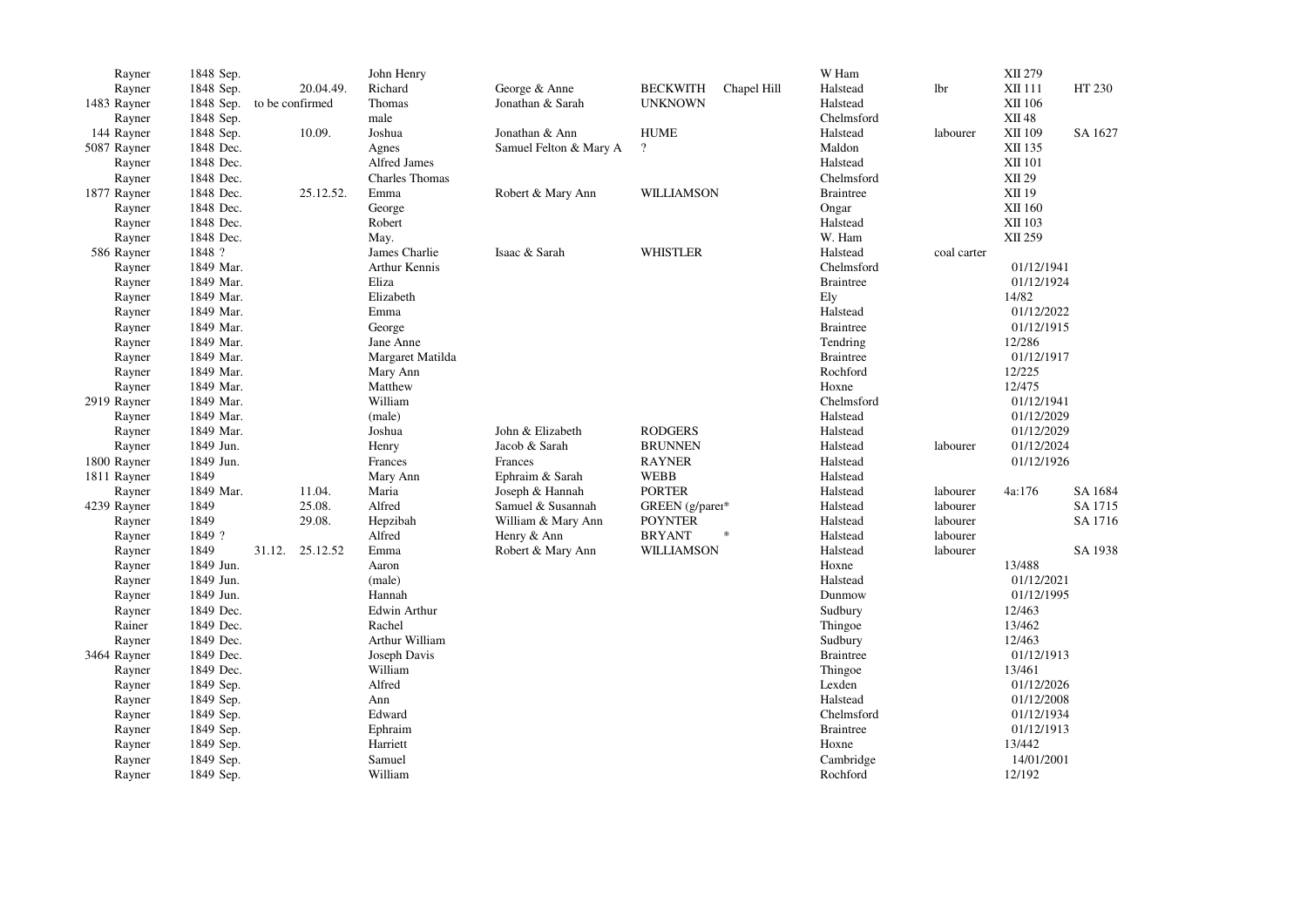| | | | | | | | | | | | | |
|---|---|---|---|---|---|---|---|---|---|---|---|---|
| | Rayner | 1848 Sep. | | | John Henry | | | | W Ham | | XII 279 | |
| | Rayner | 1848 Sep. | | 20.04.49. | Richard | George & Anne | BECKWITH | Chapel Hill | Halstead | lbr | XII 111 | HT 230 |
| 1483 | Rayner | 1848 Sep. | to be confirmed | | Thomas | Jonathan & Sarah | UNKNOWN | | Halstead | | XII 106 | |
| | Rayner | 1848 Sep. | | | male | | | | Chelmsford | | XII 48 | |
| 144 | Rayner | 1848 Sep. | | 10.09. | Joshua | Jonathan & Ann | HUME | | Halstead | labourer | XII 109 | SA 1627 |
| 5087 | Rayner | 1848 Dec. | | | Agnes | Samuel Felton & Mary A | ? | | Maldon | | XII 135 | |
| | Rayner | 1848 Dec. | | | Alfred James | | | | Halstead | | XII 101 | |
| | Rayner | 1848 Dec. | | | Charles Thomas | | | | Chelmsford | | XII 29 | |
| 1877 | Rayner | 1848 Dec. | | 25.12.52. | Emma | Robert & Mary Ann | WILLIAMSON | | Braintree | | XII 19 | |
| | Rayner | 1848 Dec. | | | George | | | | Ongar | | XII 160 | |
| | Rayner | 1848 Dec. | | | Robert | | | | Halstead | | XII 103 | |
| | Rayner | 1848 Dec. | | | May. | | | | W. Ham | | XII 259 | |
| 586 | Rayner | 1848 ? | | | James Charlie | Isaac & Sarah | WHISTLER | | Halstead | coal carter | | |
| | Rayner | 1849 Mar. | | | Arthur Kennis | | | | Chelmsford | | 01/12/1941 | |
| | Rayner | 1849 Mar. | | | Eliza | | | | Braintree | | 01/12/1924 | |
| | Rayner | 1849 Mar. | | | Elizabeth | | | | Ely | | 14/82 | |
| | Rayner | 1849 Mar. | | | Emma | | | | Halstead | | 01/12/2022 | |
| | Rayner | 1849 Mar. | | | George | | | | Braintree | | 01/12/1915 | |
| | Rayner | 1849 Mar. | | | Jane Anne | | | | Tendring | | 12/286 | |
| | Rayner | 1849 Mar. | | | Margaret Matilda | | | | Braintree | | 01/12/1917 | |
| | Rayner | 1849 Mar. | | | Mary Ann | | | | Rochford | | 12/225 | |
| | Rayner | 1849 Mar. | | | Matthew | | | | Hoxne | | 12/475 | |
| 2919 | Rayner | 1849 Mar. | | | William | | | | Chelmsford | | 01/12/1941 | |
| | Rayner | 1849 Mar. | | | (male) | | | | Halstead | | 01/12/2029 | |
| | Rayner | 1849 Mar. | | | Joshua | John & Elizabeth | RODGERS | | Halstead | | 01/12/2029 | |
| | Rayner | 1849 Jun. | | | Henry | Jacob & Sarah | BRUNNEN | | Halstead | labourer | 01/12/2024 | |
| 1800 | Rayner | 1849 Jun. | | | Frances | Frances | RAYNER | | Halstead | | 01/12/1926 | |
| 1811 | Rayner | 1849 | | | Mary Ann | Ephraim & Sarah | WEBB | | Halstead | | | |
| | Rayner | 1849 Mar. | | 11.04. | Maria | Joseph & Hannah | PORTER | | Halstead | labourer | 4a:176 | SA 1684 |
| 4239 | Rayner | 1849 | | 25.08. | Alfred | Samuel & Susannah | GREEN (g/paren* | | Halstead | labourer | | SA 1715 |
| | Rayner | 1849 | | 29.08. | Hepzibah | William & Mary Ann | POYNTER | | Halstead | labourer | | SA 1716 |
| | Rayner | 1849 ? | | | Alfred | Henry & Ann | BRYANT | * | Halstead | labourer | | |
| | Rayner | 1849 | 31.12. | 25.12.52 | Emma | Robert & Mary Ann | WILLIAMSON | | Halstead | labourer | | SA 1938 |
| | Rayner | 1849 Jun. | | | Aaron | | | | Hoxne | | 13/488 | |
| | Rayner | 1849 Jun. | | | (male) | | | | Halstead | | 01/12/2021 | |
| | Rayner | 1849 Jun. | | | Hannah | | | | Dunmow | | 01/12/1995 | |
| | Rayner | 1849 Dec. | | | Edwin Arthur | | | | Sudbury | | 12/463 | |
| | Rainer | 1849 Dec. | | | Rachel | | | | Thingoe | | 13/462 | |
| | Rayner | 1849 Dec. | | | Arthur William | | | | Sudbury | | 12/463 | |
| 3464 | Rayner | 1849 Dec. | | | Joseph Davis | | | | Braintree | | 01/12/1913 | |
| | Rayner | 1849 Dec. | | | William | | | | Thingoe | | 13/461 | |
| | Rayner | 1849 Sep. | | | Alfred | | | | Lexden | | 01/12/2026 | |
| | Rayner | 1849 Sep. | | | Ann | | | | Halstead | | 01/12/2008 | |
| | Rayner | 1849 Sep. | | | Edward | | | | Chelmsford | | 01/12/1934 | |
| | Rayner | 1849 Sep. | | | Ephraim | | | | Braintree | | 01/12/1913 | |
| | Rayner | 1849 Sep. | | | Harriett | | | | Hoxne | | 13/442 | |
| | Rayner | 1849 Sep. | | | Samuel | | | | Cambridge | | 14/01/2001 | |
| | Rayner | 1849 Sep. | | | William | | | | Rochford | | 12/192 | |